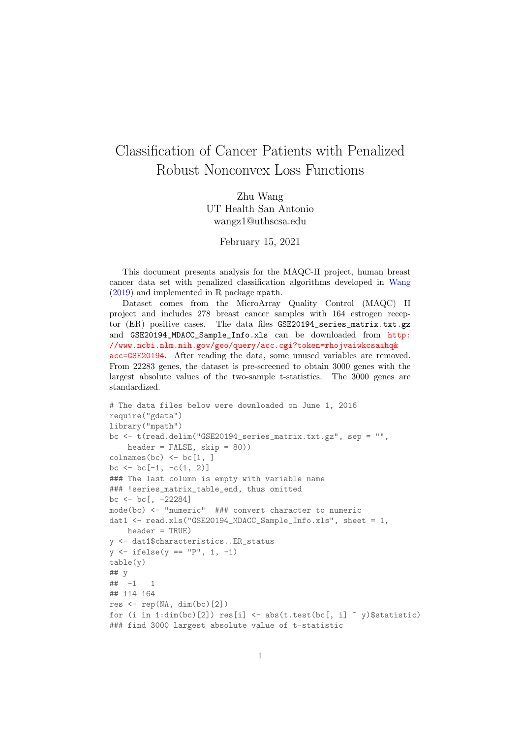# Classification of Cancer Patients with Penalized Robust Nonconvex Loss Functions

Zhu Wang
UT Health San Antonio
wangz1@uthscsa.edu

February 15, 2021

This document presents analysis for the MAQC-II project, human breast cancer data set with penalized classification algorithms developed in Wang (2019) and implemented in R package `mpath`.

Dataset comes from the MicroArray Quality Control (MAQC) II project and includes 278 breast cancer samples with 164 estrogen receptor (ER) positive cases. The data files `GSE20194_series_matrix.txt.gz` and `GSE20194_MDACC_Sample_Info.xls` can be downloaded from http://www.ncbi.nlm.nih.gov/geo/query/acc.cgi?token=rhojvaiwkcsaihq&acc=GSE20194. After reading the data, some unused variables are removed. From 22283 genes, the dataset is pre-screened to obtain 3000 genes with the largest absolute values of the two-sample t-statistics. The 3000 genes are standardized.

```
# The data files below were downloaded on June 1, 2016
require("gdata")
library("mpath")
bc <- t(read.delim("GSE20194_series_matrix.txt.gz", sep = "",
    header = FALSE, skip = 80))
colnames(bc) <- bc[1, ]
bc <- bc[-1, -c(1, 2)]
### The last column is empty with variable name
### !series_matrix_table_end, thus omitted
bc <- bc[, -22284]
mode(bc) <- "numeric"  ### convert character to numeric
dat1 <- read.xls("GSE20194_MDACC_Sample_Info.xls", sheet = 1,
    header = TRUE)
y <- dat1$characteristics..ER_status
y <- ifelse(y == "P", 1, -1)
table(y)
## y
##  -1   1
## 114 164
res <- rep(NA, dim(bc)[2])
for (i in 1:dim(bc)[2]) res[i] <- abs(t.test(bc[, i] ~ y)$statistic)
### find 3000 largest absolute value of t-statistic
```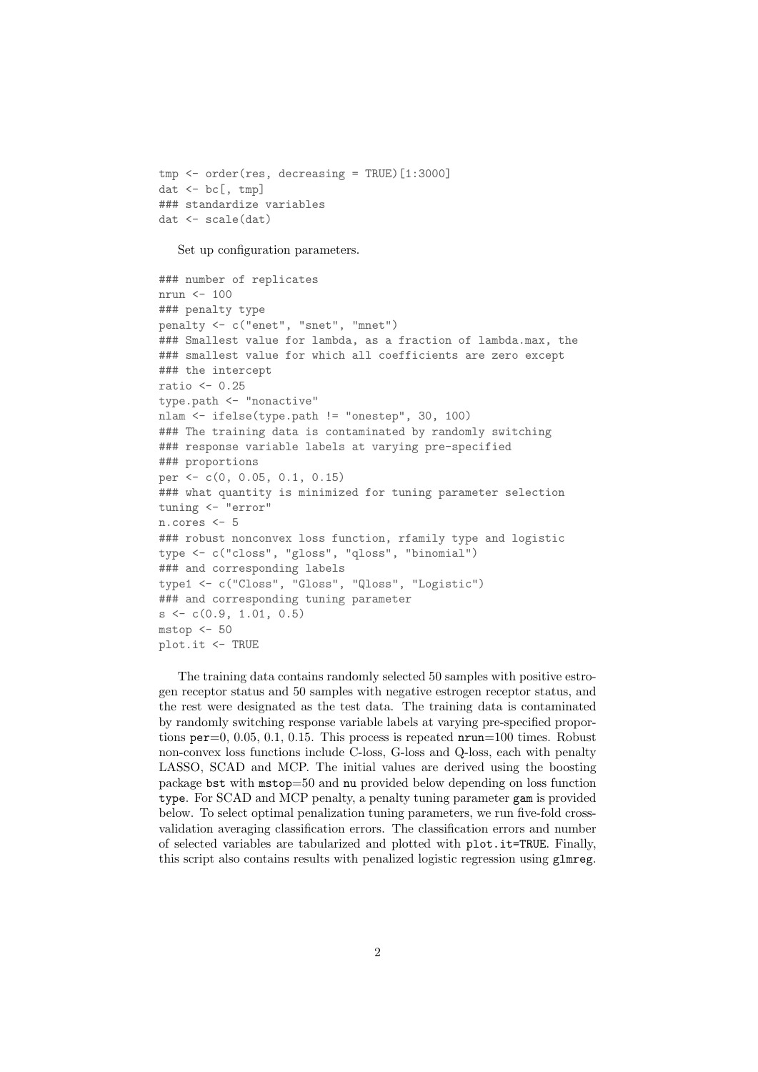```
tmp <- order(res, decreasing = TRUE)[1:3000]
dat <- bc[, tmp]
### standardize variables
dat <- scale(dat)
```

Set up configuration parameters.

```
### number of replicates
nrun <- 100
### penalty type
penalty <- c("enet", "snet", "mnet")
### Smallest value for lambda, as a fraction of lambda.max, the
### smallest value for which all coefficients are zero except
### the intercept
ratio <- 0.25
type.path <- "nonactive"
nlam <- ifelse(type.path != "onestep", 30, 100)
### The training data is contaminated by randomly switching
### response variable labels at varying pre-specified
### proportions
per <- c(0, 0.05, 0.1, 0.15)
### what quantity is minimized for tuning parameter selection
tuning <- "error"
n.cores <- 5
### robust nonconvex loss function, rfamily type and logistic
type <- c("closs", "gloss", "qloss", "binomial")
### and corresponding labels
type1 <- c("Closs", "Gloss", "Qloss", "Logistic")
### and corresponding tuning parameter
s <- c(0.9, 1.01, 0.5)
mstop <- 50
plot.it <- TRUE
```

The training data contains randomly selected 50 samples with positive estrogen receptor status and 50 samples with negative estrogen receptor status, and the rest were designated as the test data. The training data is contaminated by randomly switching response variable labels at varying pre-specified proportions `per`=0, 0.05, 0.1, 0.15. This process is repeated `nrun`=100 times. Robust non-convex loss functions include C-loss, G-loss and Q-loss, each with penalty LASSO, SCAD and MCP. The initial values are derived using the boosting package `bst` with `mstop`=50 and `nu` provided below depending on loss function `type`. For SCAD and MCP penalty, a penalty tuning parameter `gam` is provided below. To select optimal penalization tuning parameters, we run five-fold cross-validation averaging classification errors. The classification errors and number of selected variables are tabularized and plotted with `plot.it=TRUE`. Finally, this script also contains results with penalized logistic regression using `glmreg`.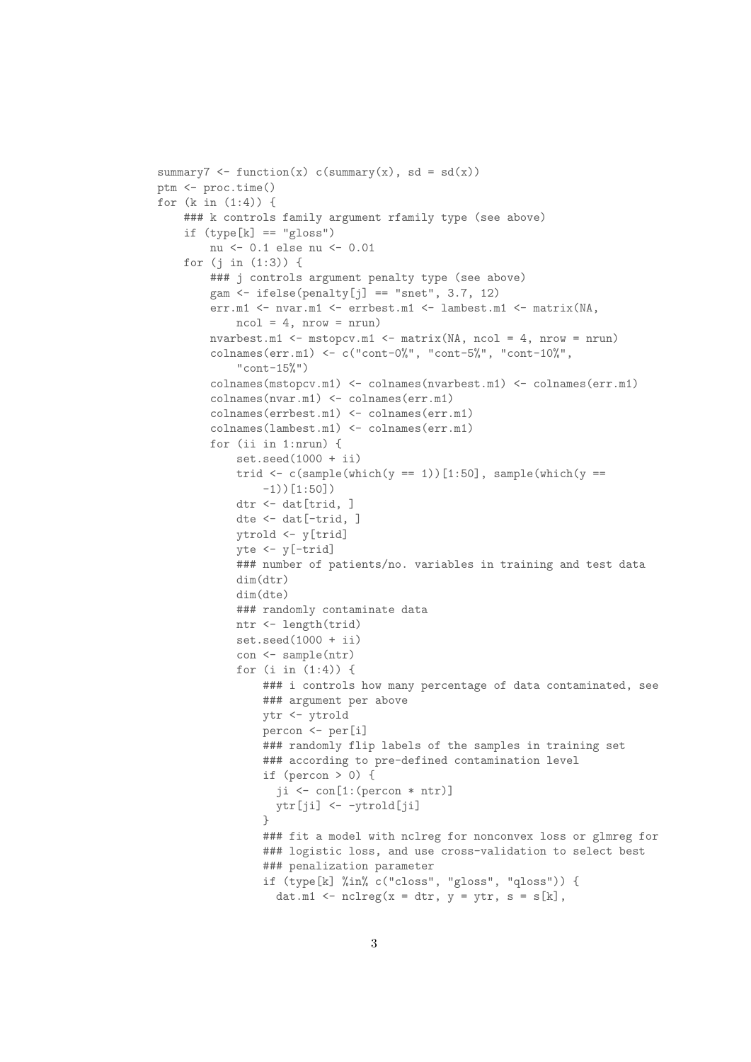```
summary7 <- function(x) c(summary(x), sd = sd(x))
ptm <- proc.time()
for (k in (1:4)) {
    ### k controls family argument rfamily type (see above)
    if (type[k] == "gloss")
        nu <- 0.1 else nu <- 0.01
    for (j in (1:3)) {
        ### j controls argument penalty type (see above)
        gam <- ifelse(penalty[j] == "snet", 3.7, 12)
        err.m1 <- nvar.m1 <- errbest.m1 <- lambest.m1 <- matrix(NA,
            ncol = 4, nrow = nrun)
        nvarbest.m1 <- mstopcv.m1 <- matrix(NA, ncol = 4, nrow = nrun)
        colnames(err.m1) <- c("cont-0%", "cont-5%", "cont-10%",
            "cont-15%")
        colnames(mstopcv.m1) <- colnames(nvarbest.m1) <- colnames(err.m1)
        colnames(nvar.m1) <- colnames(err.m1)
        colnames(errbest.m1) <- colnames(err.m1)
        colnames(lambest.m1) <- colnames(err.m1)
        for (ii in 1:nrun) {
            set.seed(1000 + ii)
            trid <- c(sample(which(y == 1))[1:50], sample(which(y ==
                -1))[1:50])
            dtr <- dat[trid, ]
            dte <- dat[-trid, ]
            ytrold <- y[trid]
            yte <- y[-trid]
            ### number of patients/no. variables in training and test data
            dim(dtr)
            dim(dte)
            ### randomly contaminate data
            ntr <- length(trid)
            set.seed(1000 + ii)
            con <- sample(ntr)
            for (i in (1:4)) {
                ### i controls how many percentage of data contaminated, see
                ### argument per above
                ytr <- ytrold
                percon <- per[i]
                ### randomly flip labels of the samples in training set
                ### according to pre-defined contamination level
                if (percon > 0) {
                  ji <- con[1:(percon * ntr)]
                  ytr[ji] <- -ytrold[ji]
                }
                ### fit a model with nclreg for nonconvex loss or glmreg for
                ### logistic loss, and use cross-validation to select best
                ### penalization parameter
                if (type[k] %in% c("closs", "gloss", "qloss")) {
                  dat.m1 <- nclreg(x = dtr, y = ytr, s = s[k],
```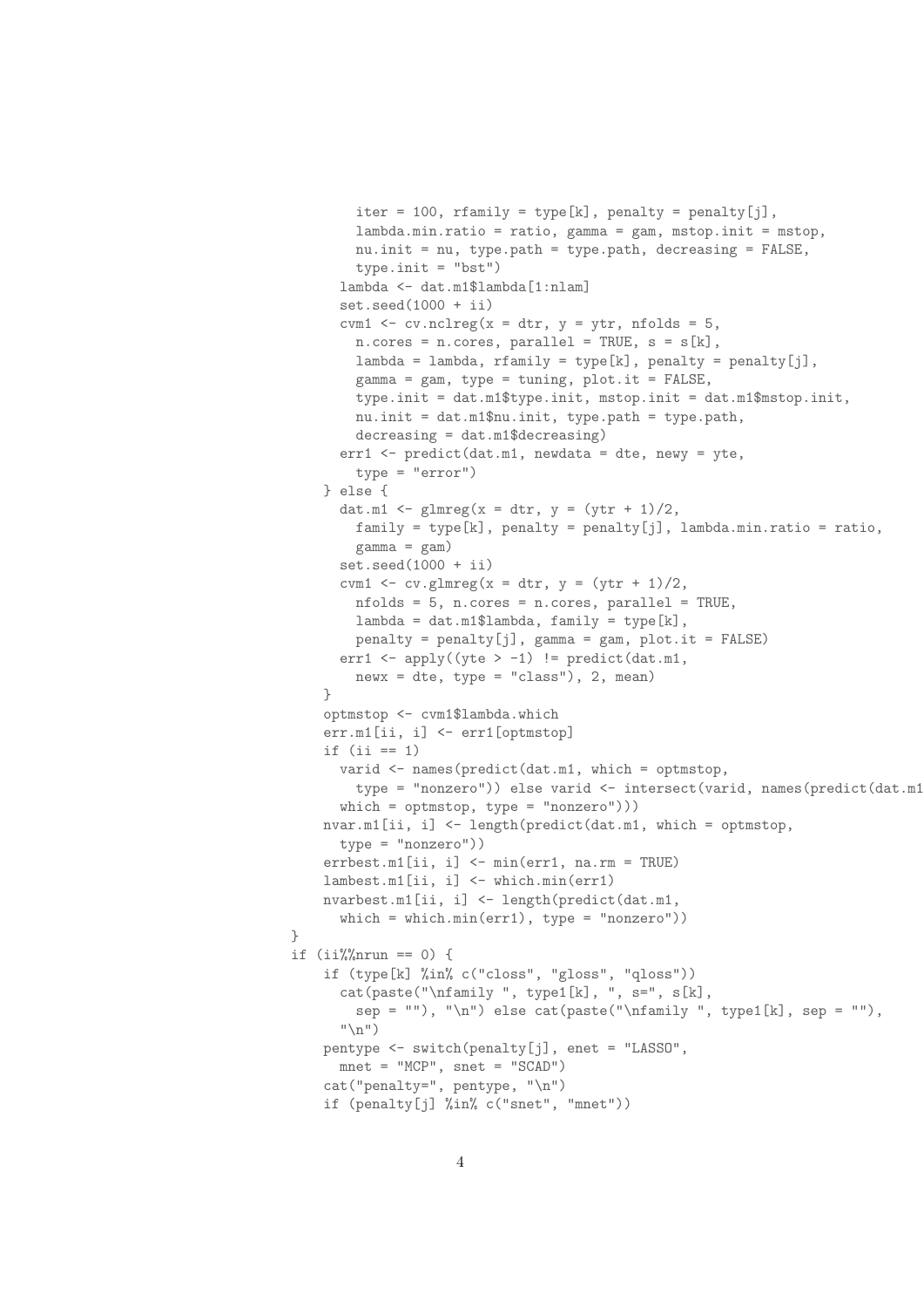```
        iter = 100, rfamily = type[k], penalty = penalty[j],
        lambda.min.ratio = ratio, gamma = gam, mstop.init = mstop,
        nu.init = nu, type.path = type.path, decreasing = FALSE,
        type.init = "bst")
      lambda <- dat.m1$lambda[1:nlam]
      set.seed(1000 + ii)
      cvm1 <- cv.nclreg(x = dtr, y = ytr, nfolds = 5,
        n.cores = n.cores, parallel = TRUE, s = s[k],
        lambda = lambda, rfamily = type[k], penalty = penalty[j],
        gamma = gam, type = tuning, plot.it = FALSE,
        type.init = dat.m1$type.init, mstop.init = dat.m1$mstop.init,
        nu.init = dat.m1$nu.init, type.path = type.path,
        decreasing = dat.m1$decreasing)
      err1 <- predict(dat.m1, newdata = dte, newy = yte,
        type = "error")
    } else {
      dat.m1 <- glmreg(x = dtr, y = (ytr + 1)/2,
        family = type[k], penalty = penalty[j], lambda.min.ratio = ratio,
        gamma = gam)
      set.seed(1000 + ii)
      cvm1 <- cv.glmreg(x = dtr, y = (ytr + 1)/2,
        nfolds = 5, n.cores = n.cores, parallel = TRUE,
        lambda = dat.m1$lambda, family = type[k],
        penalty = penalty[j], gamma = gam, plot.it = FALSE)
      err1 <- apply((yte > -1) != predict(dat.m1,
        newx = dte, type = "class"), 2, mean)
    }
    optmstop <- cvm1$lambda.which
    err.m1[ii, i] <- err1[optmstop]
    if (ii == 1)
      varid <- names(predict(dat.m1, which = optmstop,
        type = "nonzero")) else varid <- intersect(varid, names(predict(dat.m1
      which = optmstop, type = "nonzero")))
    nvar.m1[ii, i] <- length(predict(dat.m1, which = optmstop,
      type = "nonzero"))
    errbest.m1[ii, i] <- min(err1, na.rm = TRUE)
    lambest.m1[ii, i] <- which.min(err1)
    nvarbest.m1[ii, i] <- length(predict(dat.m1,
      which = which.min(err1), type = "nonzero"))
}
if (ii%%nrun == 0) {
    if (type[k] %in% c("closs", "gloss", "qloss"))
      cat(paste("\nfamily ", type1[k], ", s=", s[k],
        sep = ""), "\n") else cat(paste("\nfamily ", type1[k], sep = ""),
      "\n")
    pentype <- switch(penalty[j], enet = "LASSO",
      mnet = "MCP", snet = "SCAD")
    cat("penalty=", pentype, "\n")
    if (penalty[j] %in% c("snet", "mnet"))
```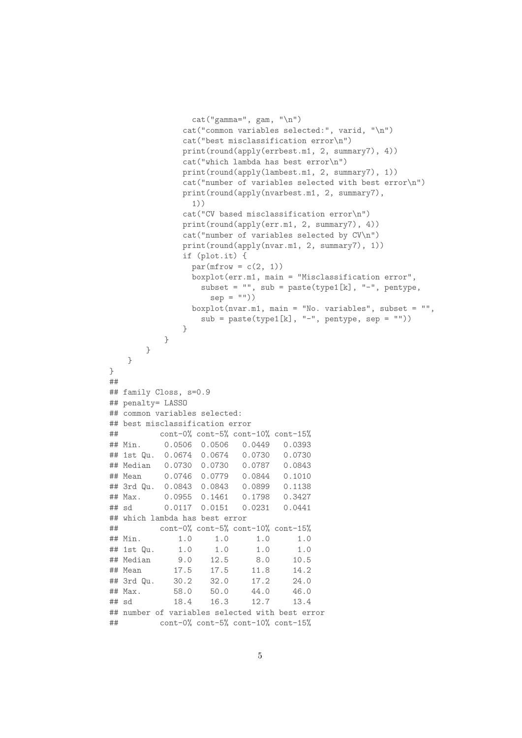```
                cat("gamma=", gam, "\n")
              cat("common variables selected:", varid, "\n")
              cat("best misclassification error\n")
              print(round(apply(errbest.m1, 2, summary7), 4))
              cat("which lambda has best error\n")
              print(round(apply(lambest.m1, 2, summary7), 1))
              cat("number of variables selected with best error\n")
              print(round(apply(nvarbest.m1, 2, summary7),
                1))
              cat("CV based misclassification error\n")
              print(round(apply(err.m1, 2, summary7), 4))
              cat("number of variables selected by CV\n")
              print(round(apply(nvar.m1, 2, summary7), 1))
              if (plot.it) {
                par(mfrow = c(2, 1))
                boxplot(err.m1, main = "Misclassification error",
                  subset = "", sub = paste(type1[k], "-", pentype,
                    sep = ""))
                boxplot(nvar.m1, main = "No. variables", subset = "",
                  sub = paste(type1[k], "-", pentype, sep = ""))
              }
          }
      }
  }
}
##
## family Closs, s=0.9
## penalty= LASSO
## common variables selected:
## best misclassification error
##         cont-0% cont-5% cont-10% cont-15%
## Min.     0.0506  0.0506   0.0449   0.0393
## 1st Qu.  0.0674  0.0674   0.0730   0.0730
## Median   0.0730  0.0730   0.0787   0.0843
## Mean     0.0746  0.0779   0.0844   0.1010
## 3rd Qu.  0.0843  0.0843   0.0899   0.1138
## Max.     0.0955  0.1461   0.1798   0.3427
## sd       0.0117  0.0151   0.0231   0.0441
## which lambda has best error
##         cont-0% cont-5% cont-10% cont-15%
## Min.        1.0     1.0      1.0      1.0
## 1st Qu.     1.0     1.0      1.0      1.0
## Median      9.0    12.5      8.0     10.5
## Mean       17.5    17.5     11.8     14.2
## 3rd Qu.    30.2    32.0     17.2     24.0
## Max.       58.0    50.0     44.0     46.0
## sd         18.4    16.3     12.7     13.4
## number of variables selected with best error
##         cont-0% cont-5% cont-10% cont-15%
```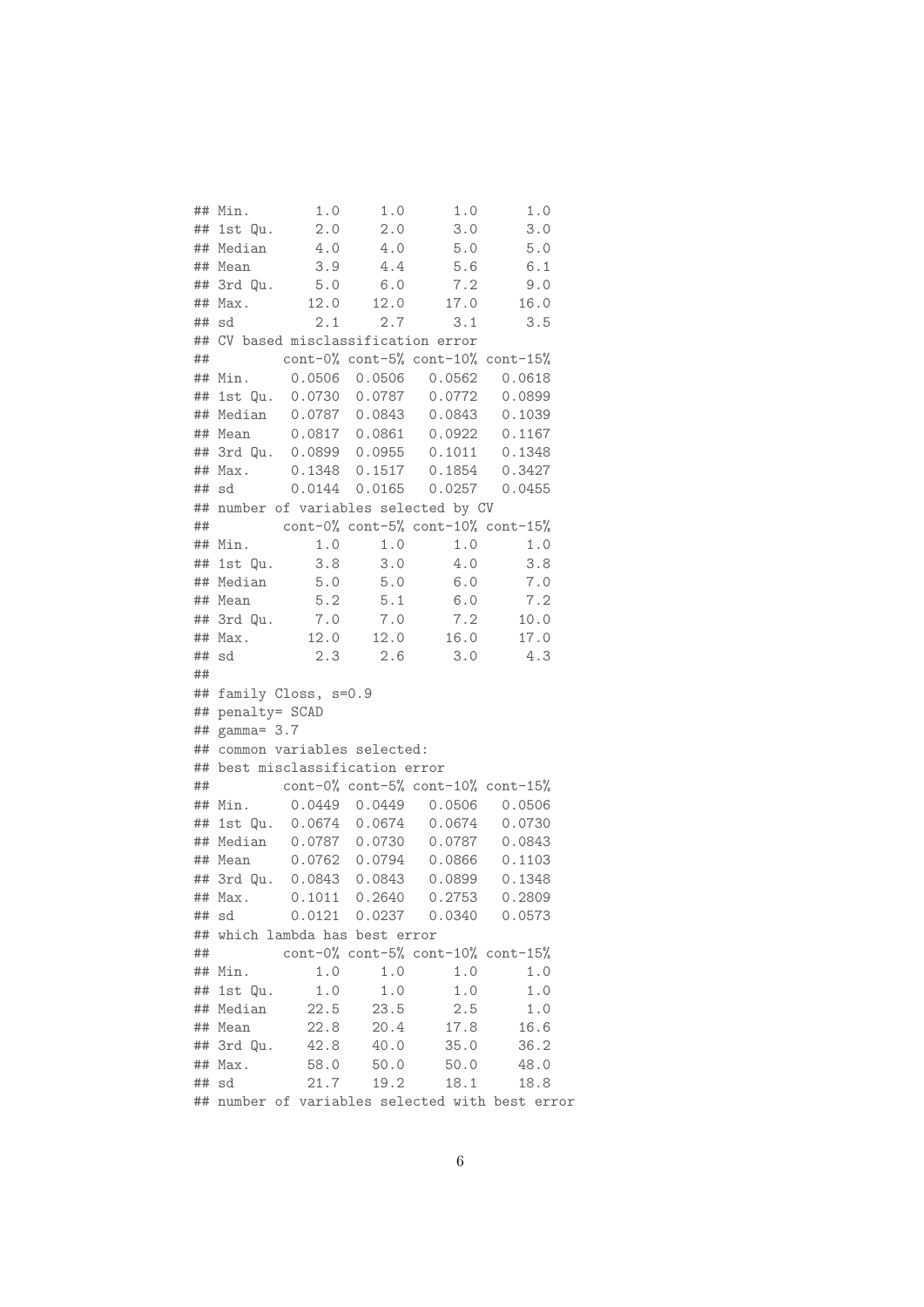```
## Min.        1.0     1.0     1.0     1.0
## 1st Qu.     2.0     2.0     3.0     3.0
## Median      4.0     4.0     5.0     5.0
## Mean        3.9     4.4     5.6     6.1
## 3rd Qu.     5.0     6.0     7.2     9.0
## Max.       12.0    12.0    17.0    16.0
## sd          2.1     2.7     3.1     3.5
## CV based misclassification error
##         cont-0% cont-5% cont-10% cont-15%
## Min.     0.0506  0.0506   0.0562   0.0618
## 1st Qu.  0.0730  0.0787   0.0772   0.0899
## Median   0.0787  0.0843   0.0843   0.1039
## Mean     0.0817  0.0861   0.0922   0.1167
## 3rd Qu.  0.0899  0.0955   0.1011   0.1348
## Max.     0.1348  0.1517   0.1854   0.3427
## sd       0.0144  0.0165   0.0257   0.0455
## number of variables selected by CV
##         cont-0% cont-5% cont-10% cont-15%
## Min.        1.0     1.0     1.0     1.0
## 1st Qu.     3.8     3.0     4.0     3.8
## Median      5.0     5.0     6.0     7.0
## Mean        5.2     5.1     6.0     7.2
## 3rd Qu.     7.0     7.0     7.2    10.0
## Max.       12.0    12.0    16.0    17.0
## sd          2.3     2.6     3.0     4.3
##
## family Closs, s=0.9
## penalty= SCAD
## gamma= 3.7
## common variables selected:
## best misclassification error
##         cont-0% cont-5% cont-10% cont-15%
## Min.     0.0449  0.0449   0.0506   0.0506
## 1st Qu.  0.0674  0.0674   0.0674   0.0730
## Median   0.0787  0.0730   0.0787   0.0843
## Mean     0.0762  0.0794   0.0866   0.1103
## 3rd Qu.  0.0843  0.0843   0.0899   0.1348
## Max.     0.1011  0.2640   0.2753   0.2809
## sd       0.0121  0.0237   0.0340   0.0573
## which lambda has best error
##         cont-0% cont-5% cont-10% cont-15%
## Min.        1.0     1.0     1.0     1.0
## 1st Qu.     1.0     1.0     1.0     1.0
## Median     22.5    23.5     2.5     1.0
## Mean       22.8    20.4    17.8    16.6
## 3rd Qu.    42.8    40.0    35.0    36.2
## Max.       58.0    50.0    50.0    48.0
## sd         21.7    19.2    18.1    18.8
## number of variables selected with best error
```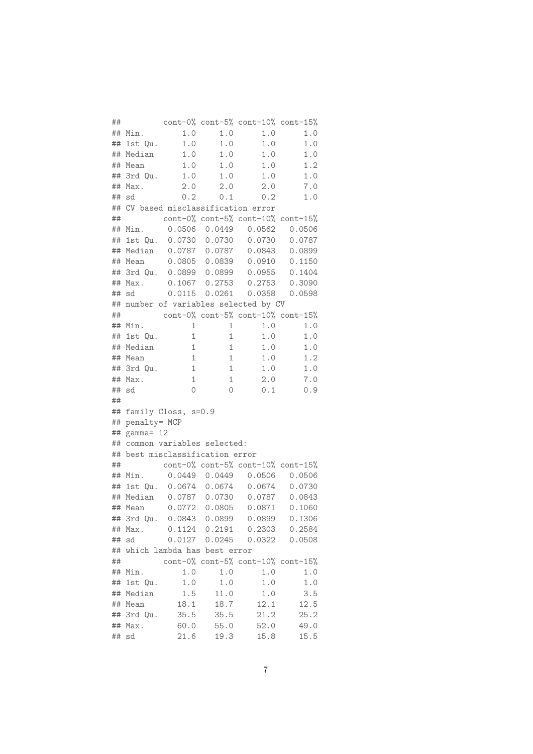```
##          cont-0% cont-5% cont-10% cont-15%
## Min.        1.0     1.0      1.0      1.0
## 1st Qu.     1.0     1.0      1.0      1.0
## Median      1.0     1.0      1.0      1.0
## Mean        1.0     1.0      1.0      1.2
## 3rd Qu.     1.0     1.0      1.0      1.0
## Max.        2.0     2.0      2.0      7.0
## sd          0.2     0.1      0.2      1.0
## CV based misclassification error
##          cont-0% cont-5% cont-10% cont-15%
## Min.     0.0506  0.0449   0.0562   0.0506
## 1st Qu.  0.0730  0.0730   0.0730   0.0787
## Median   0.0787  0.0787   0.0843   0.0899
## Mean     0.0805  0.0839   0.0910   0.1150
## 3rd Qu.  0.0899  0.0899   0.0955   0.1404
## Max.     0.1067  0.2753   0.2753   0.3090
## sd       0.0115  0.0261   0.0358   0.0598
## number of variables selected by CV
##          cont-0% cont-5% cont-10% cont-15%
## Min.          1       1      1.0      1.0
## 1st Qu.       1       1      1.0      1.0
## Median        1       1      1.0      1.0
## Mean          1       1      1.0      1.2
## 3rd Qu.       1       1      1.0      1.0
## Max.          1       1      2.0      7.0
## sd            0       0      0.1      0.9
##
## family Closs, s=0.9
## penalty= MCP
## gamma= 12
## common variables selected:
## best misclassification error
##          cont-0% cont-5% cont-10% cont-15%
## Min.     0.0449  0.0449   0.0506   0.0506
## 1st Qu.  0.0674  0.0674   0.0674   0.0730
## Median   0.0787  0.0730   0.0787   0.0843
## Mean     0.0772  0.0805   0.0871   0.1060
## 3rd Qu.  0.0843  0.0899   0.0899   0.1306
## Max.     0.1124  0.2191   0.2303   0.2584
## sd       0.0127  0.0245   0.0322   0.0508
## which lambda has best error
##          cont-0% cont-5% cont-10% cont-15%
## Min.        1.0     1.0      1.0      1.0
## 1st Qu.     1.0     1.0      1.0      1.0
## Median      1.5    11.0      1.0      3.5
## Mean       18.1    18.7     12.1     12.5
## 3rd Qu.    35.5    35.5     21.2     25.2
## Max.       60.0    55.0     52.0     49.0
## sd         21.6    19.3     15.8     15.5
```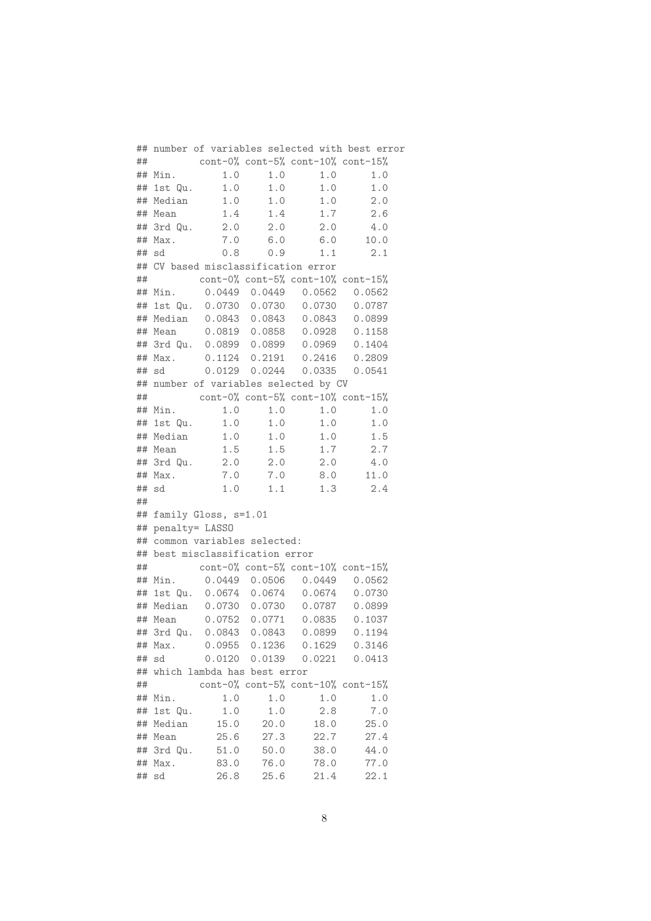```
## number of variables selected with best error
##         cont-0% cont-5% cont-10% cont-15%
## Min.        1.0     1.0      1.0      1.0
## 1st Qu.     1.0     1.0      1.0      1.0
## Median      1.0     1.0      1.0      2.0
## Mean        1.4     1.4      1.7      2.6
## 3rd Qu.     2.0     2.0      2.0      4.0
## Max.        7.0     6.0      6.0     10.0
## sd          0.8     0.9      1.1      2.1
## CV based misclassification error
##         cont-0% cont-5% cont-10% cont-15%
## Min.     0.0449  0.0449   0.0562   0.0562
## 1st Qu.  0.0730  0.0730   0.0730   0.0787
## Median   0.0843  0.0843   0.0843   0.0899
## Mean     0.0819  0.0858   0.0928   0.1158
## 3rd Qu.  0.0899  0.0899   0.0969   0.1404
## Max.     0.1124  0.2191   0.2416   0.2809
## sd       0.0129  0.0244   0.0335   0.0541
## number of variables selected by CV
##         cont-0% cont-5% cont-10% cont-15%
## Min.        1.0     1.0      1.0      1.0
## 1st Qu.     1.0     1.0      1.0      1.0
## Median      1.0     1.0      1.0      1.5
## Mean        1.5     1.5      1.7      2.7
## 3rd Qu.     2.0     2.0      2.0      4.0
## Max.        7.0     7.0      8.0     11.0
## sd          1.0     1.1      1.3      2.4
##
## family Gloss, s=1.01
## penalty= LASSO
## common variables selected:
## best misclassification error
##         cont-0% cont-5% cont-10% cont-15%
## Min.     0.0449  0.0506   0.0449   0.0562
## 1st Qu.  0.0674  0.0674   0.0674   0.0730
## Median   0.0730  0.0730   0.0787   0.0899
## Mean     0.0752  0.0771   0.0835   0.1037
## 3rd Qu.  0.0843  0.0843   0.0899   0.1194
## Max.     0.0955  0.1236   0.1629   0.3146
## sd       0.0120  0.0139   0.0221   0.0413
## which lambda has best error
##         cont-0% cont-5% cont-10% cont-15%
## Min.        1.0     1.0      1.0      1.0
## 1st Qu.     1.0     1.0      2.8      7.0
## Median     15.0    20.0     18.0     25.0
## Mean       25.6    27.3     22.7     27.4
## 3rd Qu.    51.0    50.0     38.0     44.0
## Max.       83.0    76.0     78.0     77.0
## sd         26.8    25.6     21.4     22.1
```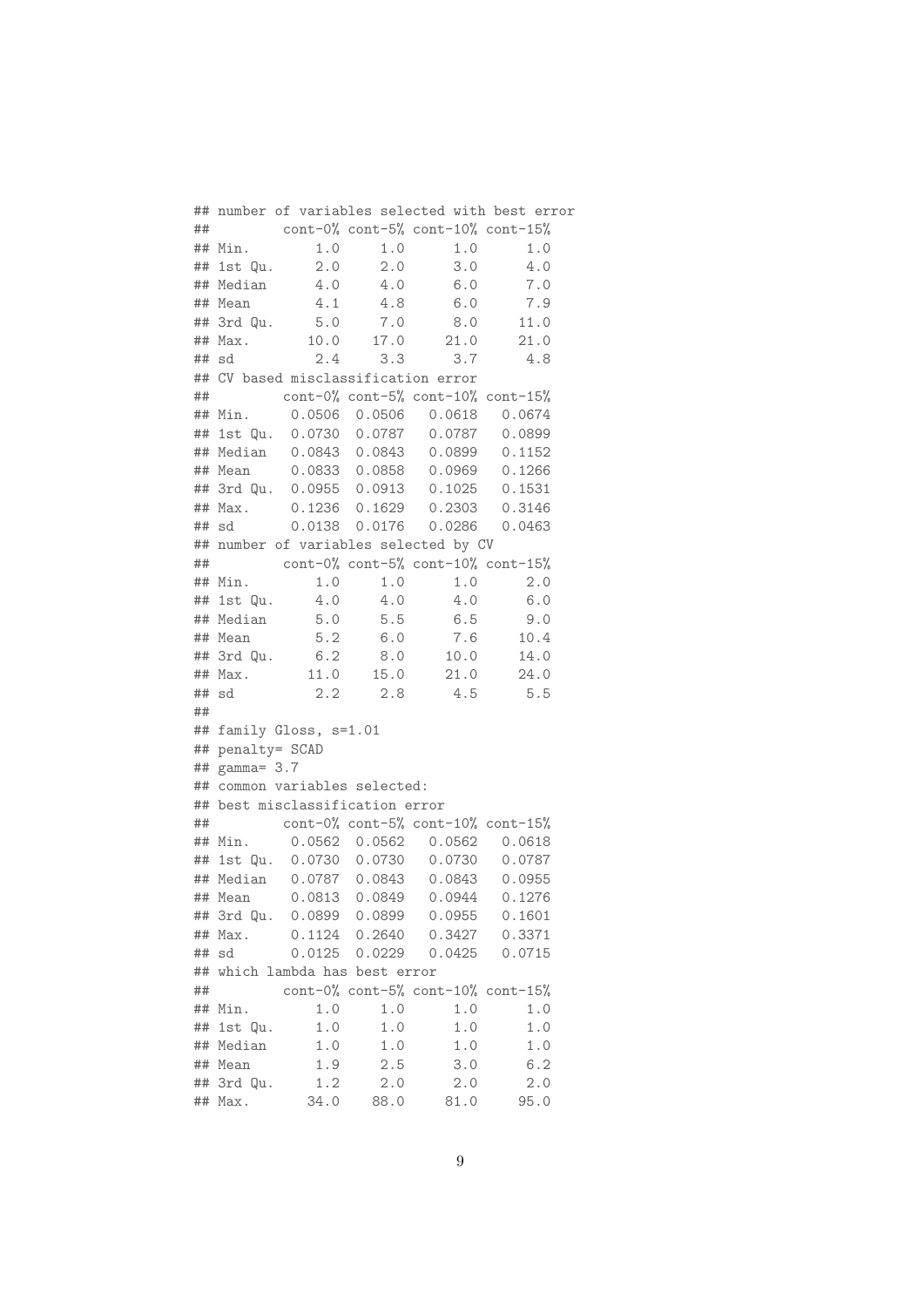```
## number of variables selected with best error
##         cont-0% cont-5% cont-10% cont-15%
## Min.        1.0     1.0      1.0      1.0
## 1st Qu.     2.0     2.0      3.0      4.0
## Median      4.0     4.0      6.0      7.0
## Mean        4.1     4.8      6.0      7.9
## 3rd Qu.     5.0     7.0      8.0     11.0
## Max.       10.0    17.0     21.0     21.0
## sd          2.4     3.3      3.7      4.8
## CV based misclassification error
##         cont-0% cont-5% cont-10% cont-15%
## Min.     0.0506  0.0506   0.0618   0.0674
## 1st Qu.  0.0730  0.0787   0.0787   0.0899
## Median   0.0843  0.0843   0.0899   0.1152
## Mean     0.0833  0.0858   0.0969   0.1266
## 3rd Qu.  0.0955  0.0913   0.1025   0.1531
## Max.     0.1236  0.1629   0.2303   0.3146
## sd       0.0138  0.0176   0.0286   0.0463
## number of variables selected by CV
##         cont-0% cont-5% cont-10% cont-15%
## Min.        1.0     1.0      1.0      2.0
## 1st Qu.     4.0     4.0      4.0      6.0
## Median      5.0     5.5      6.5      9.0
## Mean        5.2     6.0      7.6     10.4
## 3rd Qu.     6.2     8.0     10.0     14.0
## Max.       11.0    15.0     21.0     24.0
## sd          2.2     2.8      4.5      5.5
##
## family Gloss, s=1.01
## penalty= SCAD
## gamma= 3.7
## common variables selected:
## best misclassification error
##         cont-0% cont-5% cont-10% cont-15%
## Min.     0.0562  0.0562   0.0562   0.0618
## 1st Qu.  0.0730  0.0730   0.0730   0.0787
## Median   0.0787  0.0843   0.0843   0.0955
## Mean     0.0813  0.0849   0.0944   0.1276
## 3rd Qu.  0.0899  0.0899   0.0955   0.1601
## Max.     0.1124  0.2640   0.3427   0.3371
## sd       0.0125  0.0229   0.0425   0.0715
## which lambda has best error
##         cont-0% cont-5% cont-10% cont-15%
## Min.        1.0     1.0      1.0      1.0
## 1st Qu.     1.0     1.0      1.0      1.0
## Median      1.0     1.0      1.0      1.0
## Mean        1.9     2.5      3.0      6.2
## 3rd Qu.     1.2     2.0      2.0      2.0
## Max.       34.0    88.0     81.0     95.0
```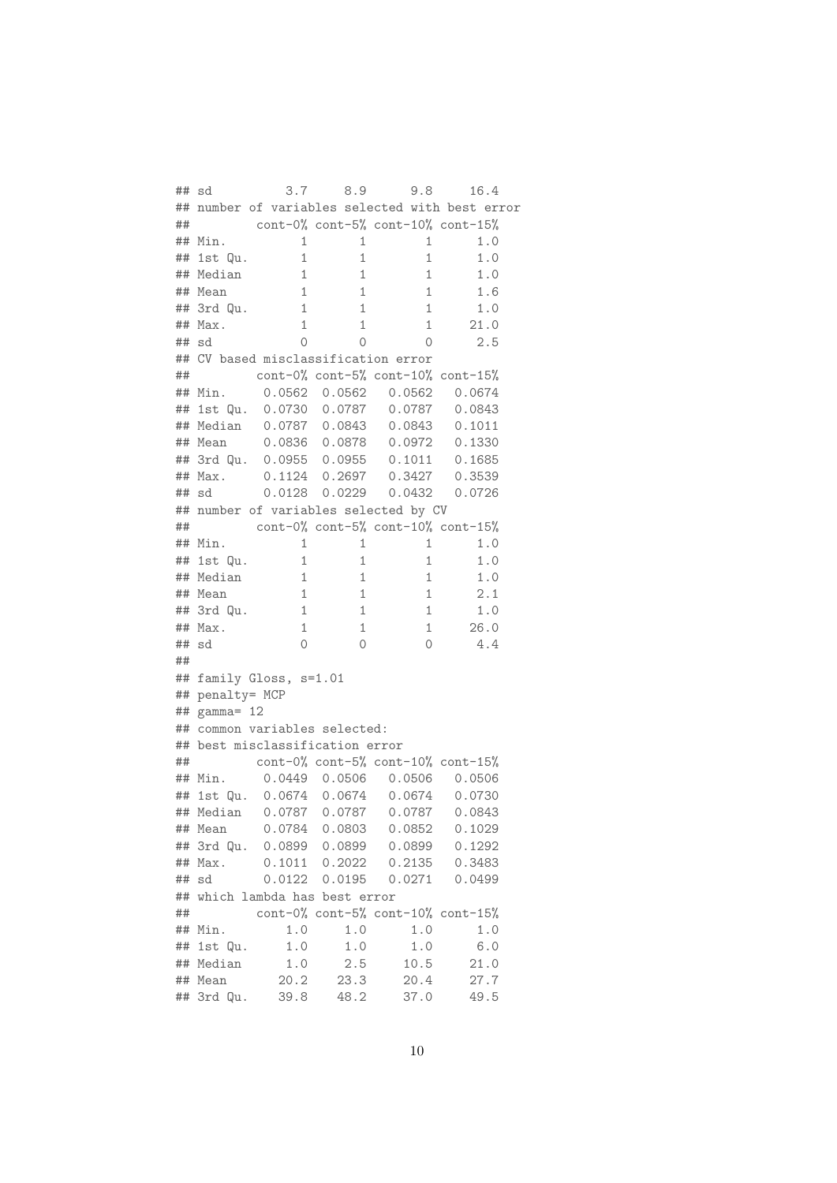```
## sd          3.7     8.9      9.8     16.4
## number of variables selected with best error
##         cont-0% cont-5% cont-10% cont-15%
## Min.          1       1        1      1.0
## 1st Qu.       1       1        1      1.0
## Median        1       1        1      1.0
## Mean          1       1        1      1.6
## 3rd Qu.       1       1        1      1.0
## Max.          1       1        1     21.0
## sd            0       0        0      2.5
## CV based misclassification error
##         cont-0% cont-5% cont-10% cont-15%
## Min.     0.0562  0.0562   0.0562   0.0674
## 1st Qu.  0.0730  0.0787   0.0787   0.0843
## Median   0.0787  0.0843   0.0843   0.1011
## Mean     0.0836  0.0878   0.0972   0.1330
## 3rd Qu.  0.0955  0.0955   0.1011   0.1685
## Max.     0.1124  0.2697   0.3427   0.3539
## sd       0.0128  0.0229   0.0432   0.0726
## number of variables selected by CV
##         cont-0% cont-5% cont-10% cont-15%
## Min.          1       1        1      1.0
## 1st Qu.       1       1        1      1.0
## Median        1       1        1      1.0
## Mean          1       1        1      2.1
## 3rd Qu.       1       1        1      1.0
## Max.          1       1        1     26.0
## sd            0       0        0      4.4
##
## family Gloss, s=1.01
## penalty= MCP
## gamma= 12
## common variables selected:
## best misclassification error
##         cont-0% cont-5% cont-10% cont-15%
## Min.     0.0449  0.0506   0.0506   0.0506
## 1st Qu.  0.0674  0.0674   0.0674   0.0730
## Median   0.0787  0.0787   0.0787   0.0843
## Mean     0.0784  0.0803   0.0852   0.1029
## 3rd Qu.  0.0899  0.0899   0.0899   0.1292
## Max.     0.1011  0.2022   0.2135   0.3483
## sd       0.0122  0.0195   0.0271   0.0499
## which lambda has best error
##         cont-0% cont-5% cont-10% cont-15%
## Min.        1.0     1.0      1.0      1.0
## 1st Qu.     1.0     1.0      1.0      6.0
## Median      1.0     2.5     10.5     21.0
## Mean       20.2    23.3     20.4     27.7
## 3rd Qu.    39.8    48.2     37.0     49.5
```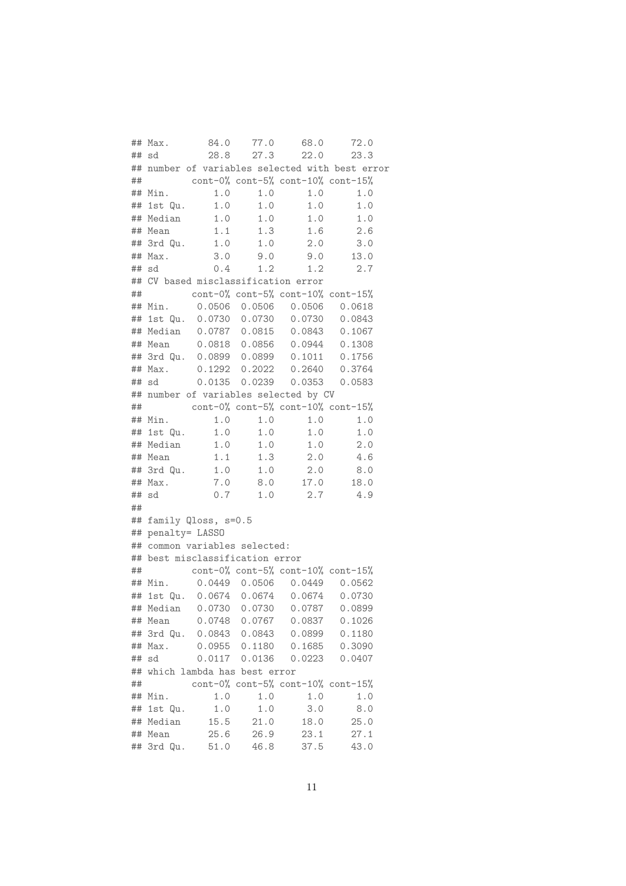```
## Max.       84.0    77.0     68.0     72.0
## sd         28.8    27.3     22.0     23.3
## number of variables selected with best error
##         cont-0% cont-5% cont-10% cont-15%
## Min.        1.0     1.0      1.0      1.0
## 1st Qu.     1.0     1.0      1.0      1.0
## Median      1.0     1.0      1.0      1.0
## Mean        1.1     1.3      1.6      2.6
## 3rd Qu.     1.0     1.0      2.0      3.0
## Max.        3.0     9.0      9.0     13.0
## sd          0.4     1.2      1.2      2.7
## CV based misclassification error
##         cont-0% cont-5% cont-10% cont-15%
## Min.     0.0506  0.0506   0.0506   0.0618
## 1st Qu.  0.0730  0.0730   0.0730   0.0843
## Median   0.0787  0.0815   0.0843   0.1067
## Mean     0.0818  0.0856   0.0944   0.1308
## 3rd Qu.  0.0899  0.0899   0.1011   0.1756
## Max.     0.1292  0.2022   0.2640   0.3764
## sd       0.0135  0.0239   0.0353   0.0583
## number of variables selected by CV
##         cont-0% cont-5% cont-10% cont-15%
## Min.        1.0     1.0      1.0      1.0
## 1st Qu.     1.0     1.0      1.0      1.0
## Median      1.0     1.0      1.0      2.0
## Mean        1.1     1.3      2.0      4.6
## 3rd Qu.     1.0     1.0      2.0      8.0
## Max.        7.0     8.0     17.0     18.0
## sd          0.7     1.0      2.7      4.9
##
## family Qloss, s=0.5
## penalty= LASSO
## common variables selected:
## best misclassification error
##         cont-0% cont-5% cont-10% cont-15%
## Min.     0.0449  0.0506   0.0449   0.0562
## 1st Qu.  0.0674  0.0674   0.0674   0.0730
## Median   0.0730  0.0730   0.0787   0.0899
## Mean     0.0748  0.0767   0.0837   0.1026
## 3rd Qu.  0.0843  0.0843   0.0899   0.1180
## Max.     0.0955  0.1180   0.1685   0.3090
## sd       0.0117  0.0136   0.0223   0.0407
## which lambda has best error
##         cont-0% cont-5% cont-10% cont-15%
## Min.        1.0     1.0      1.0      1.0
## 1st Qu.     1.0     1.0      3.0      8.0
## Median     15.5    21.0     18.0     25.0
## Mean       25.6    26.9     23.1     27.1
## 3rd Qu.    51.0    46.8     37.5     43.0
```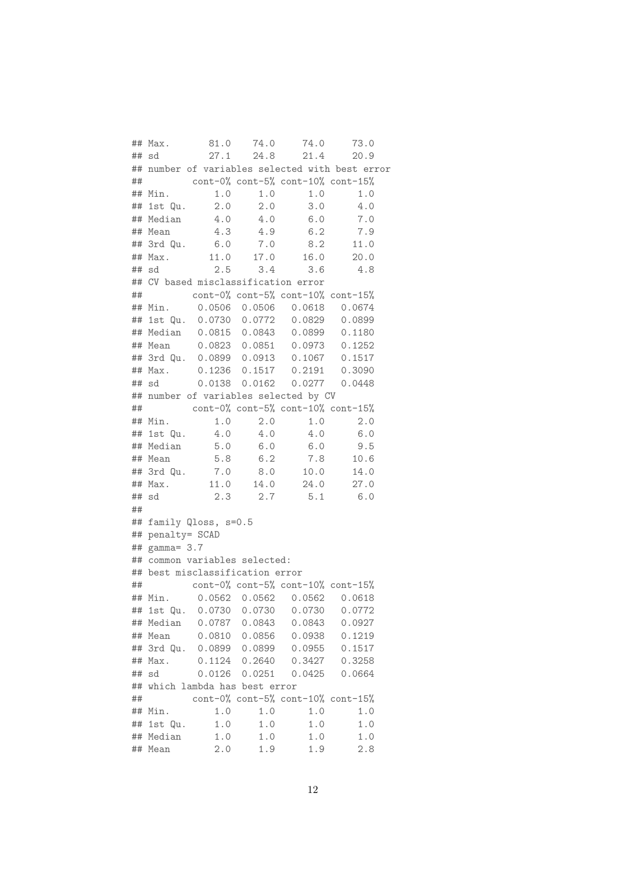```
## Max.       81.0    74.0     74.0     73.0
## sd         27.1    24.8     21.4     20.9
## number of variables selected with best error
##         cont-0% cont-5% cont-10% cont-15%
## Min.        1.0     1.0      1.0      1.0
## 1st Qu.     2.0     2.0      3.0      4.0
## Median      4.0     4.0      6.0      7.0
## Mean        4.3     4.9      6.2      7.9
## 3rd Qu.     6.0     7.0      8.2     11.0
## Max.       11.0    17.0     16.0     20.0
## sd          2.5     3.4      3.6      4.8
## CV based misclassification error
##         cont-0% cont-5% cont-10% cont-15%
## Min.     0.0506  0.0506   0.0618   0.0674
## 1st Qu.  0.0730  0.0772   0.0829   0.0899
## Median   0.0815  0.0843   0.0899   0.1180
## Mean     0.0823  0.0851   0.0973   0.1252
## 3rd Qu.  0.0899  0.0913   0.1067   0.1517
## Max.     0.1236  0.1517   0.2191   0.3090
## sd       0.0138  0.0162   0.0277   0.0448
## number of variables selected by CV
##         cont-0% cont-5% cont-10% cont-15%
## Min.        1.0     2.0      1.0      2.0
## 1st Qu.     4.0     4.0      4.0      6.0
## Median      5.0     6.0      6.0      9.5
## Mean        5.8     6.2      7.8     10.6
## 3rd Qu.     7.0     8.0     10.0     14.0
## Max.       11.0    14.0     24.0     27.0
## sd          2.3     2.7      5.1      6.0
##
## family Qloss, s=0.5
## penalty= SCAD
## gamma= 3.7
## common variables selected:
## best misclassification error
##         cont-0% cont-5% cont-10% cont-15%
## Min.     0.0562  0.0562   0.0562   0.0618
## 1st Qu.  0.0730  0.0730   0.0730   0.0772
## Median   0.0787  0.0843   0.0843   0.0927
## Mean     0.0810  0.0856   0.0938   0.1219
## 3rd Qu.  0.0899  0.0899   0.0955   0.1517
## Max.     0.1124  0.2640   0.3427   0.3258
## sd       0.0126  0.0251   0.0425   0.0664
## which lambda has best error
##         cont-0% cont-5% cont-10% cont-15%
## Min.        1.0     1.0      1.0      1.0
## 1st Qu.     1.0     1.0      1.0      1.0
## Median      1.0     1.0      1.0      1.0
## Mean        2.0     1.9      1.9      2.8
```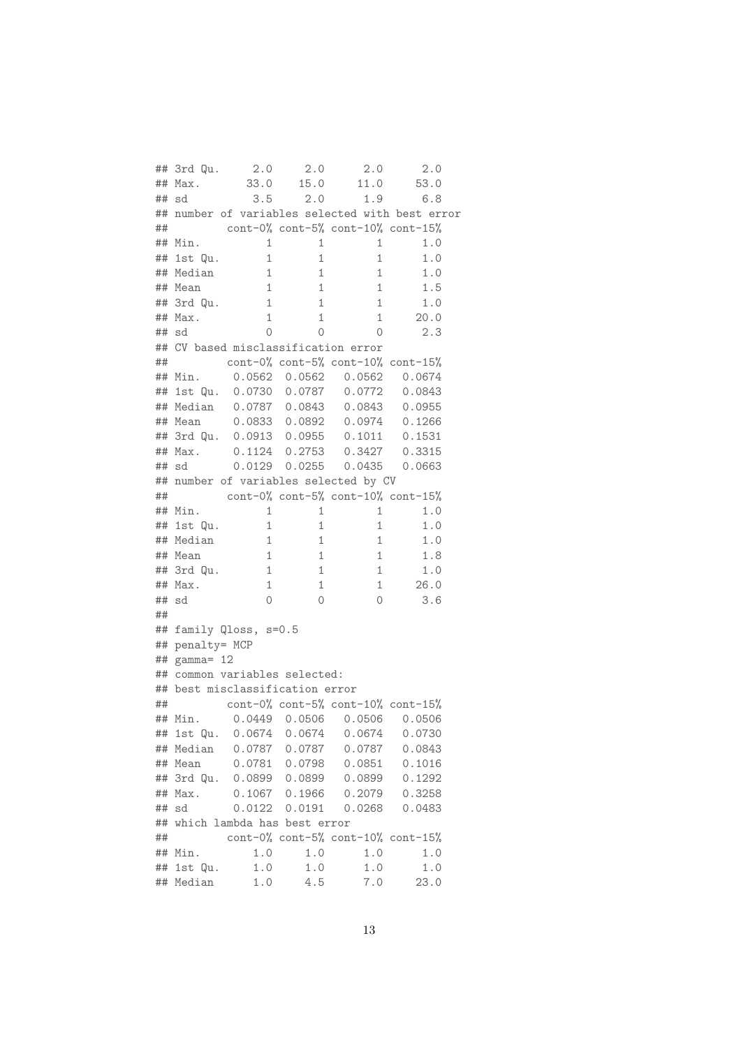```
## 3rd Qu.     2.0     2.0      2.0      2.0
## Max.       33.0    15.0     11.0     53.0
## sd          3.5     2.0      1.9      6.8
## number of variables selected with best error
##         cont-0% cont-5% cont-10% cont-15%
## Min.          1       1        1      1.0
## 1st Qu.       1       1        1      1.0
## Median        1       1        1      1.0
## Mean          1       1        1      1.5
## 3rd Qu.       1       1        1      1.0
## Max.          1       1        1     20.0
## sd            0       0        0      2.3
## CV based misclassification error
##         cont-0% cont-5% cont-10% cont-15%
## Min.     0.0562  0.0562   0.0562   0.0674
## 1st Qu.  0.0730  0.0787   0.0772   0.0843
## Median   0.0787  0.0843   0.0843   0.0955
## Mean     0.0833  0.0892   0.0974   0.1266
## 3rd Qu.  0.0913  0.0955   0.1011   0.1531
## Max.     0.1124  0.2753   0.3427   0.3315
## sd       0.0129  0.0255   0.0435   0.0663
## number of variables selected by CV
##         cont-0% cont-5% cont-10% cont-15%
## Min.          1       1        1      1.0
## 1st Qu.       1       1        1      1.0
## Median        1       1        1      1.0
## Mean          1       1        1      1.8
## 3rd Qu.       1       1        1      1.0
## Max.          1       1        1     26.0
## sd            0       0        0      3.6
##
## family Qloss, s=0.5
## penalty= MCP
## gamma= 12
## common variables selected:
## best misclassification error
##         cont-0% cont-5% cont-10% cont-15%
## Min.     0.0449  0.0506   0.0506   0.0506
## 1st Qu.  0.0674  0.0674   0.0674   0.0730
## Median   0.0787  0.0787   0.0787   0.0843
## Mean     0.0781  0.0798   0.0851   0.1016
## 3rd Qu.  0.0899  0.0899   0.0899   0.1292
## Max.     0.1067  0.1966   0.2079   0.3258
## sd       0.0122  0.0191   0.0268   0.0483
## which lambda has best error
##         cont-0% cont-5% cont-10% cont-15%
## Min.        1.0     1.0      1.0      1.0
## 1st Qu.     1.0     1.0      1.0      1.0
## Median      1.0     4.5      7.0     23.0
```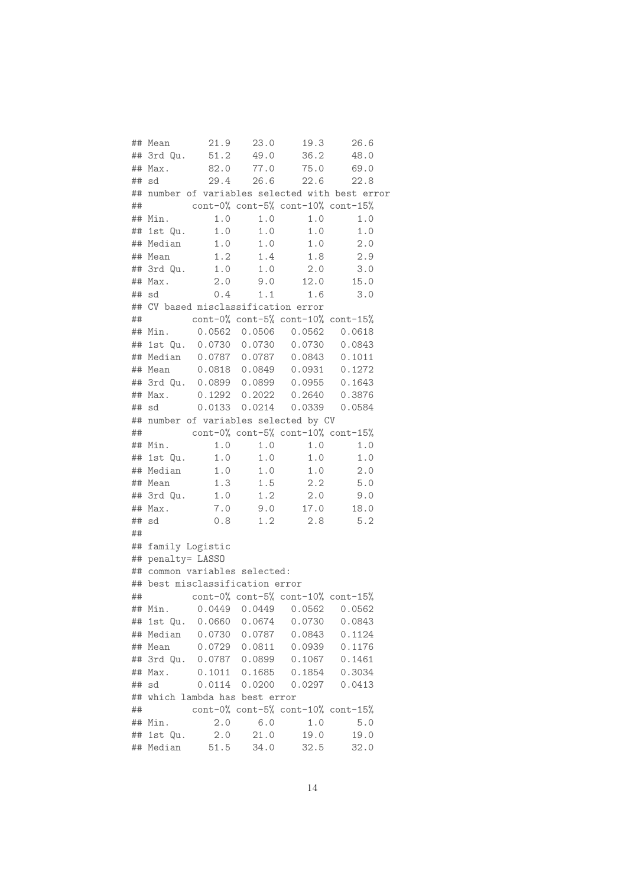```
## Mean       21.9    23.0     19.3     26.6
## 3rd Qu.    51.2    49.0     36.2     48.0
## Max.       82.0    77.0     75.0     69.0
## sd         29.4    26.6     22.6     22.8
## number of variables selected with best error
##         cont-0% cont-5% cont-10% cont-15%
## Min.        1.0     1.0      1.0      1.0
## 1st Qu.     1.0     1.0      1.0      1.0
## Median      1.0     1.0      1.0      2.0
## Mean        1.2     1.4      1.8      2.9
## 3rd Qu.     1.0     1.0      2.0      3.0
## Max.        2.0     9.0     12.0     15.0
## sd          0.4     1.1      1.6      3.0
## CV based misclassification error
##         cont-0% cont-5% cont-10% cont-15%
## Min.     0.0562  0.0506   0.0562   0.0618
## 1st Qu.  0.0730  0.0730   0.0730   0.0843
## Median   0.0787  0.0787   0.0843   0.1011
## Mean     0.0818  0.0849   0.0931   0.1272
## 3rd Qu.  0.0899  0.0899   0.0955   0.1643
## Max.     0.1292  0.2022   0.2640   0.3876
## sd       0.0133  0.0214   0.0339   0.0584
## number of variables selected by CV
##         cont-0% cont-5% cont-10% cont-15%
## Min.        1.0     1.0      1.0      1.0
## 1st Qu.     1.0     1.0      1.0      1.0
## Median      1.0     1.0      1.0      2.0
## Mean        1.3     1.5      2.2      5.0
## 3rd Qu.     1.0     1.2      2.0      9.0
## Max.        7.0     9.0     17.0     18.0
## sd          0.8     1.2      2.8      5.2
##
## family Logistic
## penalty= LASSO
## common variables selected:
## best misclassification error
##         cont-0% cont-5% cont-10% cont-15%
## Min.     0.0449  0.0449   0.0562   0.0562
## 1st Qu.  0.0660  0.0674   0.0730   0.0843
## Median   0.0730  0.0787   0.0843   0.1124
## Mean     0.0729  0.0811   0.0939   0.1176
## 3rd Qu.  0.0787  0.0899   0.1067   0.1461
## Max.     0.1011  0.1685   0.1854   0.3034
## sd       0.0114  0.0200   0.0297   0.0413
## which lambda has best error
##         cont-0% cont-5% cont-10% cont-15%
## Min.        2.0     6.0      1.0      5.0
## 1st Qu.     2.0    21.0     19.0     19.0
## Median     51.5    34.0     32.5     32.0
```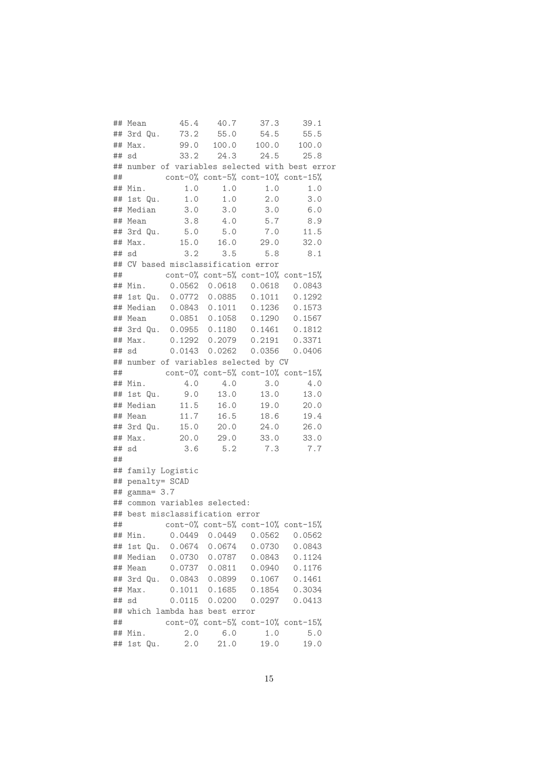```
## Mean       45.4    40.7     37.3     39.1
## 3rd Qu.    73.2    55.0     54.5     55.5
## Max.       99.0   100.0    100.0    100.0
## sd         33.2    24.3     24.5     25.8
## number of variables selected with best error
##         cont-0% cont-5% cont-10% cont-15%
## Min.        1.0     1.0      1.0      1.0
## 1st Qu.     1.0     1.0      2.0      3.0
## Median      3.0     3.0      3.0      6.0
## Mean        3.8     4.0      5.7      8.9
## 3rd Qu.     5.0     5.0      7.0     11.5
## Max.       15.0    16.0     29.0     32.0
## sd          3.2     3.5      5.8      8.1
## CV based misclassification error
##         cont-0% cont-5% cont-10% cont-15%
## Min.     0.0562  0.0618   0.0618   0.0843
## 1st Qu.  0.0772  0.0885   0.1011   0.1292
## Median   0.0843  0.1011   0.1236   0.1573
## Mean     0.0851  0.1058   0.1290   0.1567
## 3rd Qu.  0.0955  0.1180   0.1461   0.1812
## Max.     0.1292  0.2079   0.2191   0.3371
## sd       0.0143  0.0262   0.0356   0.0406
## number of variables selected by CV
##         cont-0% cont-5% cont-10% cont-15%
## Min.        4.0     4.0      3.0      4.0
## 1st Qu.     9.0    13.0     13.0     13.0
## Median     11.5    16.0     19.0     20.0
## Mean       11.7    16.5     18.6     19.4
## 3rd Qu.    15.0    20.0     24.0     26.0
## Max.       20.0    29.0     33.0     33.0
## sd          3.6     5.2      7.3      7.7
##
## family Logistic
## penalty= SCAD
## gamma= 3.7
## common variables selected:
## best misclassification error
##         cont-0% cont-5% cont-10% cont-15%
## Min.     0.0449  0.0449   0.0562   0.0562
## 1st Qu.  0.0674  0.0674   0.0730   0.0843
## Median   0.0730  0.0787   0.0843   0.1124
## Mean     0.0737  0.0811   0.0940   0.1176
## 3rd Qu.  0.0843  0.0899   0.1067   0.1461
## Max.     0.1011  0.1685   0.1854   0.3034
## sd       0.0115  0.0200   0.0297   0.0413
## which lambda has best error
##         cont-0% cont-5% cont-10% cont-15%
## Min.        2.0     6.0      1.0      5.0
## 1st Qu.     2.0    21.0     19.0     19.0
```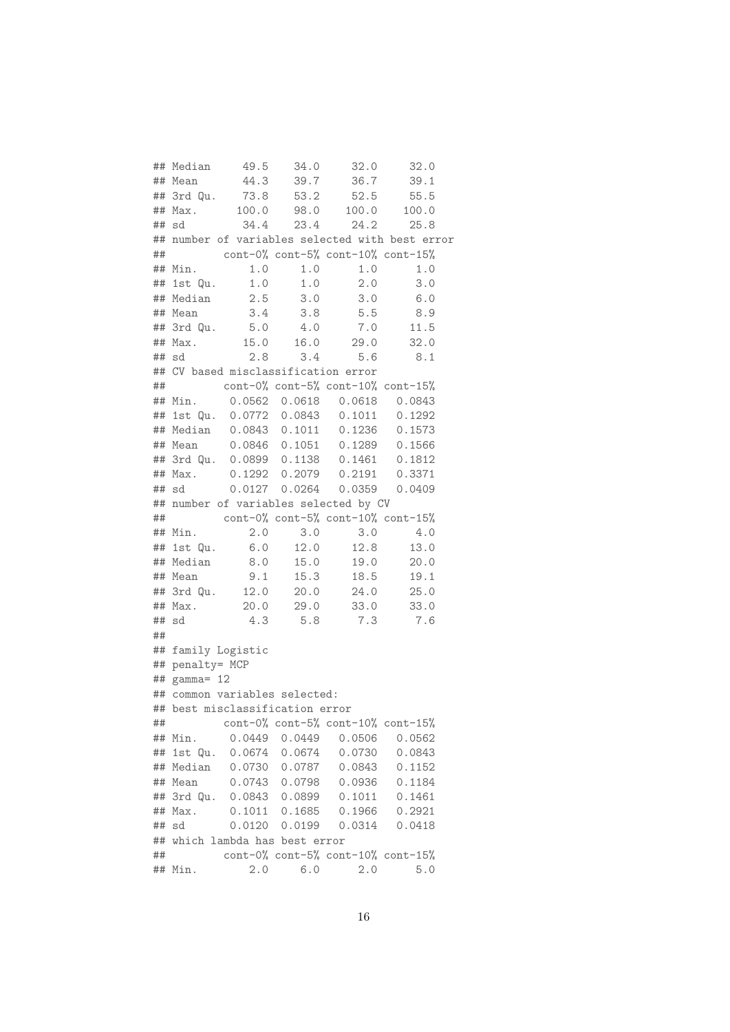```
## Median     49.5    34.0     32.0     32.0
## Mean       44.3    39.7     36.7     39.1
## 3rd Qu.    73.8    53.2     52.5     55.5
## Max.      100.0    98.0    100.0    100.0
## sd         34.4    23.4     24.2     25.8
## number of variables selected with best error
##         cont-0% cont-5% cont-10% cont-15%
## Min.        1.0     1.0      1.0      1.0
## 1st Qu.     1.0     1.0      2.0      3.0
## Median      2.5     3.0      3.0      6.0
## Mean        3.4     3.8      5.5      8.9
## 3rd Qu.     5.0     4.0      7.0     11.5
## Max.       15.0    16.0     29.0     32.0
## sd          2.8     3.4      5.6      8.1
## CV based misclassification error
##         cont-0% cont-5% cont-10% cont-15%
## Min.     0.0562  0.0618   0.0618   0.0843
## 1st Qu.  0.0772  0.0843   0.1011   0.1292
## Median   0.0843  0.1011   0.1236   0.1573
## Mean     0.0846  0.1051   0.1289   0.1566
## 3rd Qu.  0.0899  0.1138   0.1461   0.1812
## Max.     0.1292  0.2079   0.2191   0.3371
## sd       0.0127  0.0264   0.0359   0.0409
## number of variables selected by CV
##         cont-0% cont-5% cont-10% cont-15%
## Min.        2.0     3.0      3.0      4.0
## 1st Qu.     6.0    12.0     12.8     13.0
## Median      8.0    15.0     19.0     20.0
## Mean        9.1    15.3     18.5     19.1
## 3rd Qu.    12.0    20.0     24.0     25.0
## Max.       20.0    29.0     33.0     33.0
## sd          4.3     5.8      7.3      7.6
##
## family Logistic
## penalty= MCP
## gamma= 12
## common variables selected:
## best misclassification error
##         cont-0% cont-5% cont-10% cont-15%
## Min.     0.0449  0.0449   0.0506   0.0562
## 1st Qu.  0.0674  0.0674   0.0730   0.0843
## Median   0.0730  0.0787   0.0843   0.1152
## Mean     0.0743  0.0798   0.0936   0.1184
## 3rd Qu.  0.0843  0.0899   0.1011   0.1461
## Max.     0.1011  0.1685   0.1966   0.2921
## sd       0.0120  0.0199   0.0314   0.0418
## which lambda has best error
##         cont-0% cont-5% cont-10% cont-15%
## Min.        2.0     6.0      2.0      5.0
```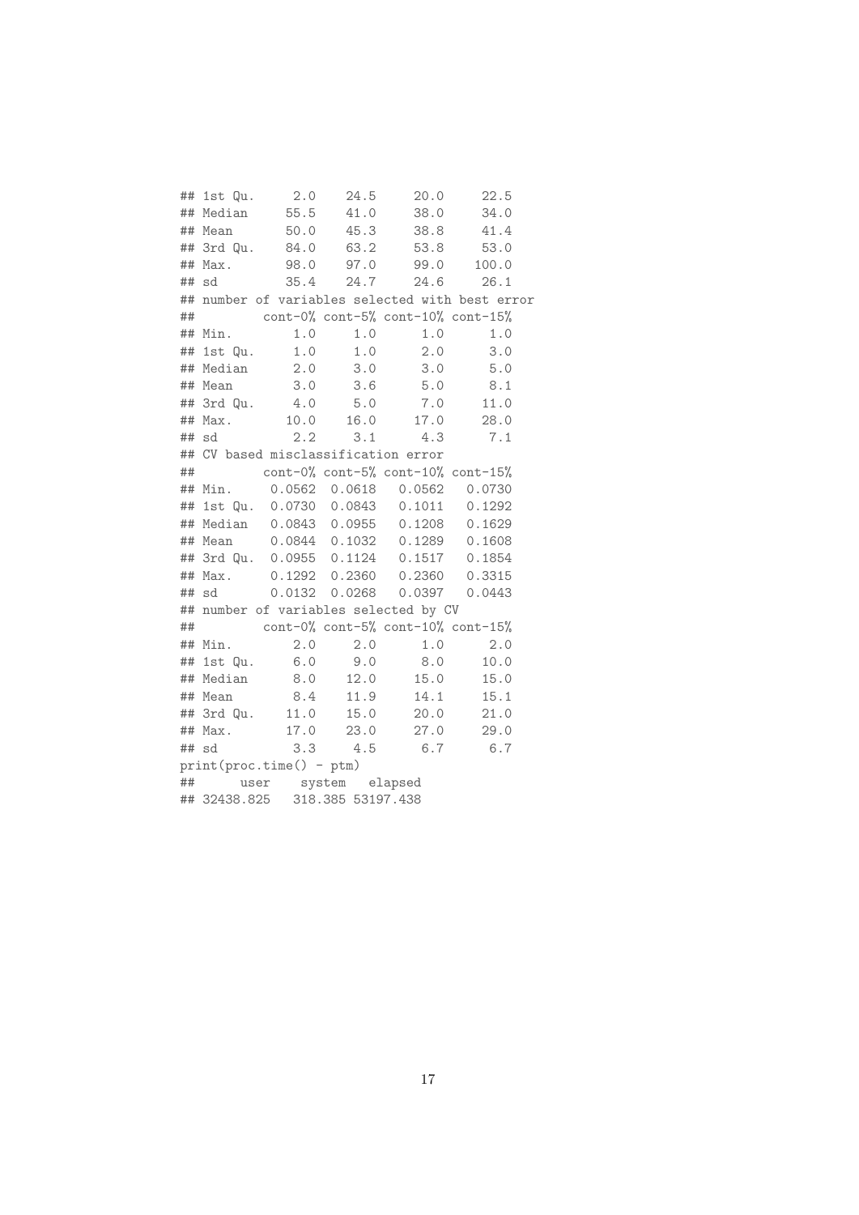```
## 1st Qu.     2.0    24.5     20.0     22.5
## Median     55.5    41.0     38.0     34.0
## Mean       50.0    45.3     38.8     41.4
## 3rd Qu.    84.0    63.2     53.8     53.0
## Max.       98.0    97.0     99.0    100.0
## sd         35.4    24.7     24.6     26.1
## number of variables selected with best error
##         cont-0% cont-5% cont-10% cont-15%
## Min.        1.0     1.0      1.0      1.0
## 1st Qu.     1.0     1.0      2.0      3.0
## Median      2.0     3.0      3.0      5.0
## Mean        3.0     3.6      5.0      8.1
## 3rd Qu.     4.0     5.0      7.0     11.0
## Max.       10.0    16.0     17.0     28.0
## sd          2.2     3.1      4.3      7.1
## CV based misclassification error
##         cont-0% cont-5% cont-10% cont-15%
## Min.     0.0562  0.0618   0.0562   0.0730
## 1st Qu.  0.0730  0.0843   0.1011   0.1292
## Median   0.0843  0.0955   0.1208   0.1629
## Mean     0.0844  0.1032   0.1289   0.1608
## 3rd Qu.  0.0955  0.1124   0.1517   0.1854
## Max.     0.1292  0.2360   0.2360   0.3315
## sd       0.0132  0.0268   0.0397   0.0443
## number of variables selected by CV
##         cont-0% cont-5% cont-10% cont-15%
## Min.        2.0     2.0      1.0      2.0
## 1st Qu.     6.0     9.0      8.0     10.0
## Median      8.0    12.0     15.0     15.0
## Mean        8.4    11.9     14.1     15.1
## 3rd Qu.    11.0    15.0     20.0     21.0
## Max.       17.0    23.0     27.0     29.0
## sd          3.3     4.5      6.7      6.7
print(proc.time() - ptm)
##      user    system   elapsed
## 32438.825   318.385 53197.438
```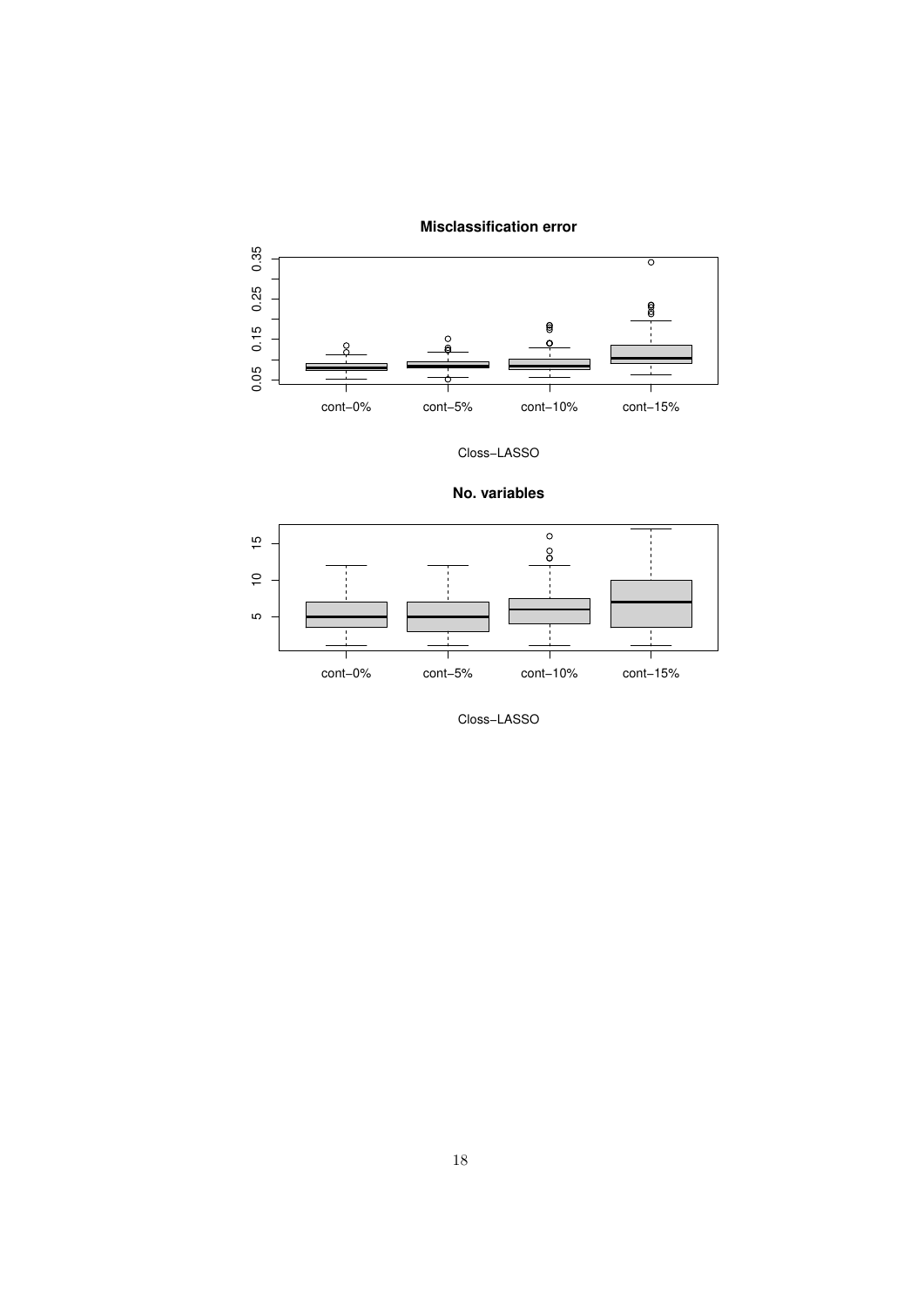**Misclassification error**

Closs–LASSO

**No. variables**

Closs–LASSO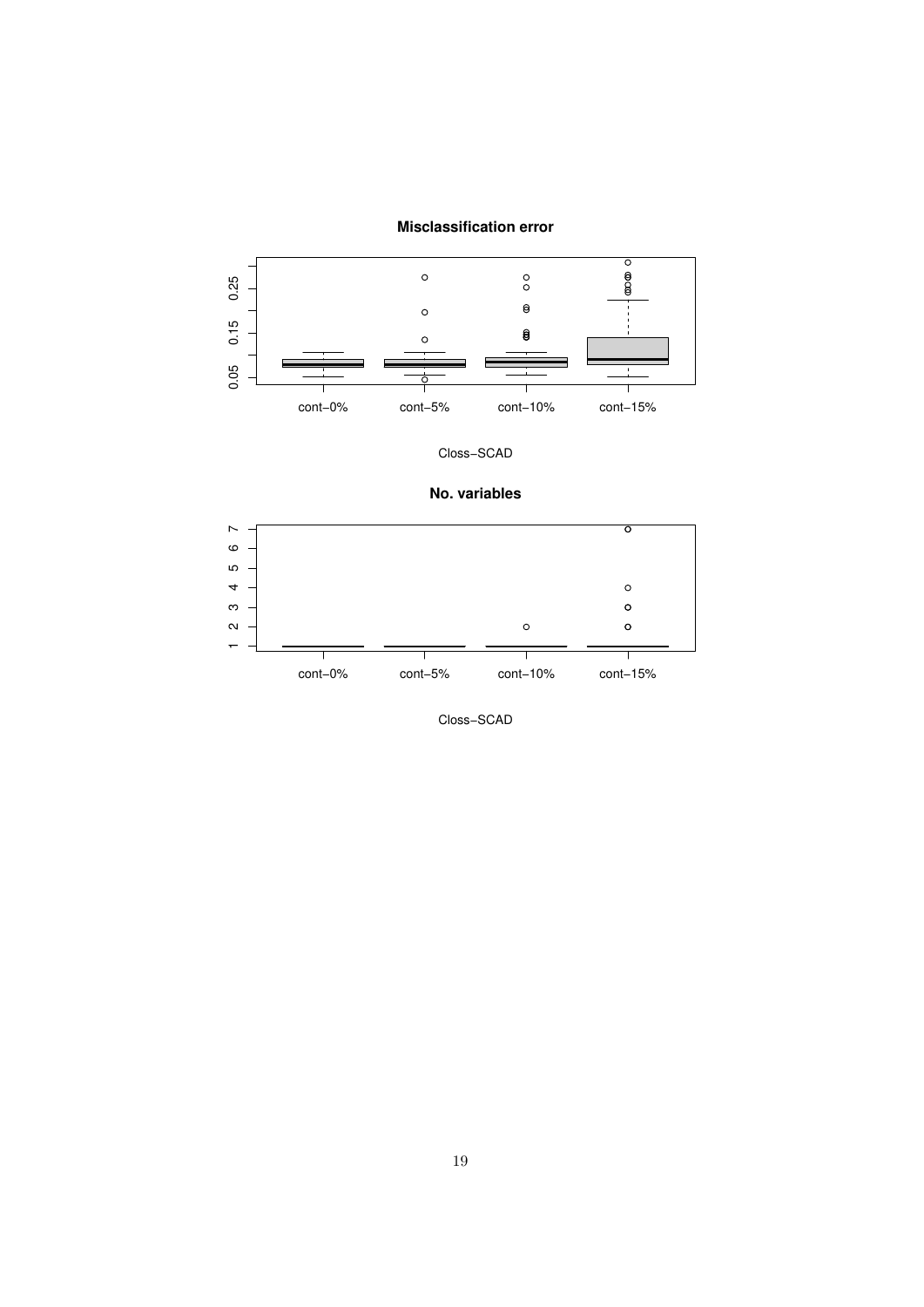**Misclassification error**

Closs−SCAD

**No. variables**

Closs−SCAD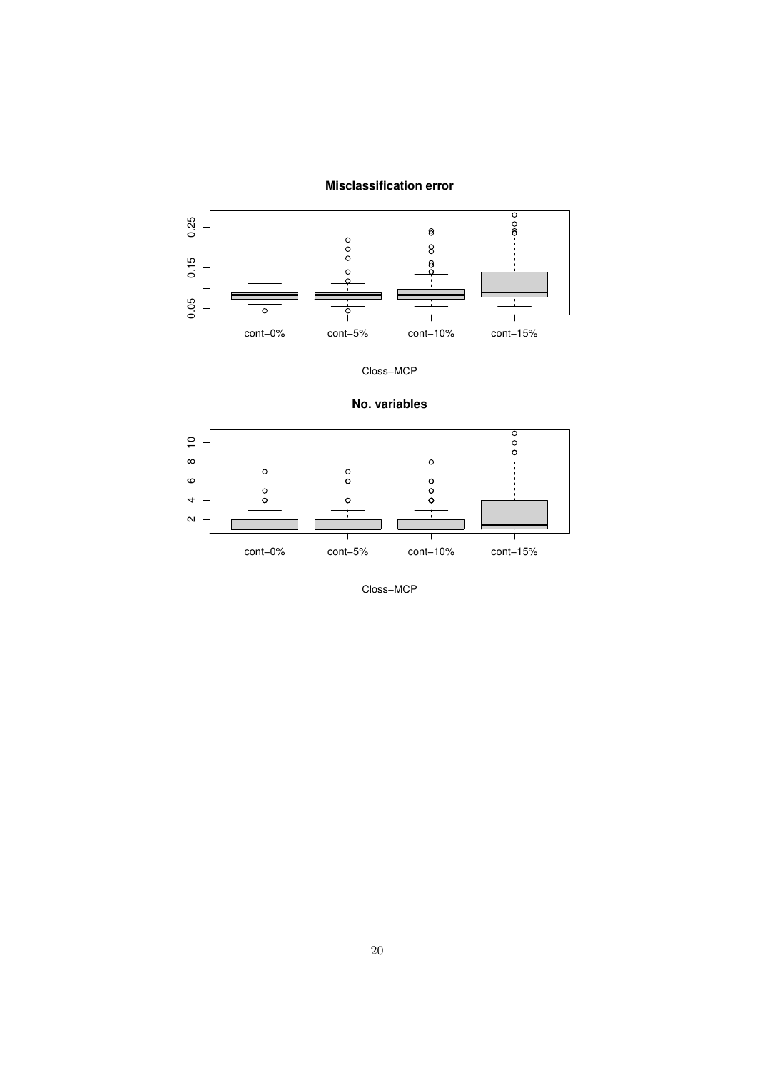**Misclassification error**

cont−0% cont−5% cont−10% cont−15%

Closs−MCP

**No. variables**

cont−0% cont−5% cont−10% cont−15%

Closs−MCP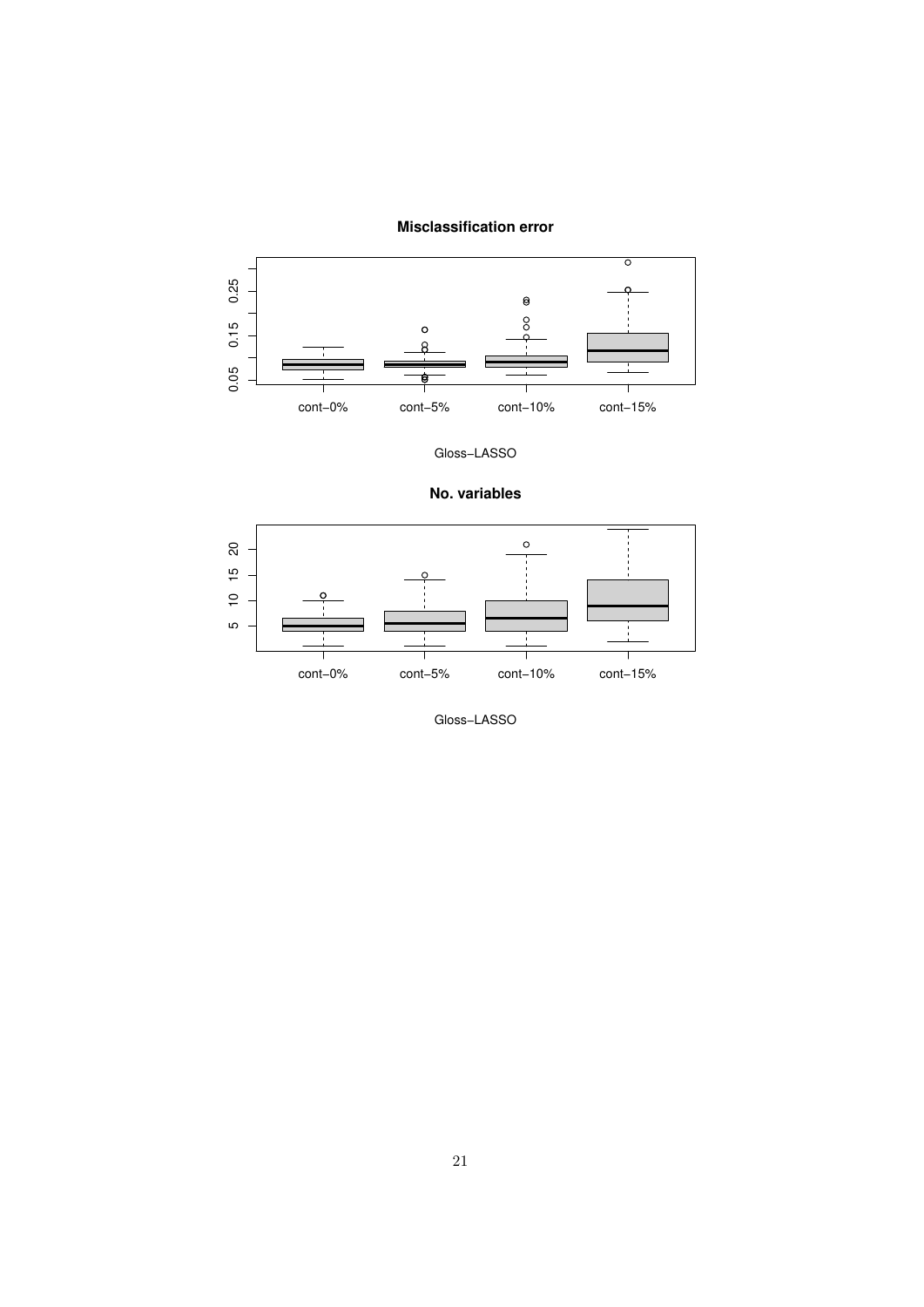**Misclassification error**

Gloss−LASSO

**No. variables**

Gloss−LASSO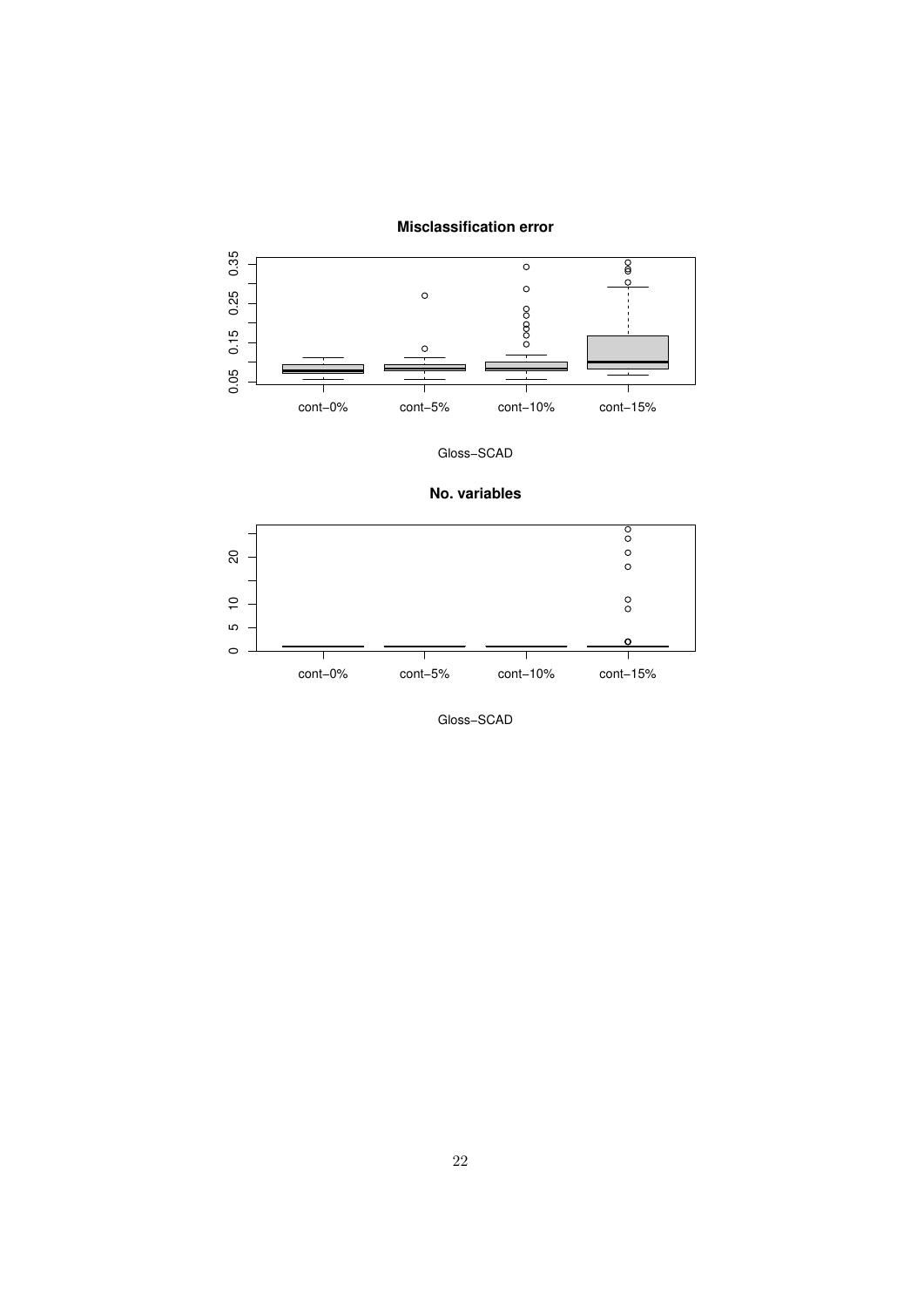**Misclassification error**

Gloss−SCAD

**No. variables**

Gloss−SCAD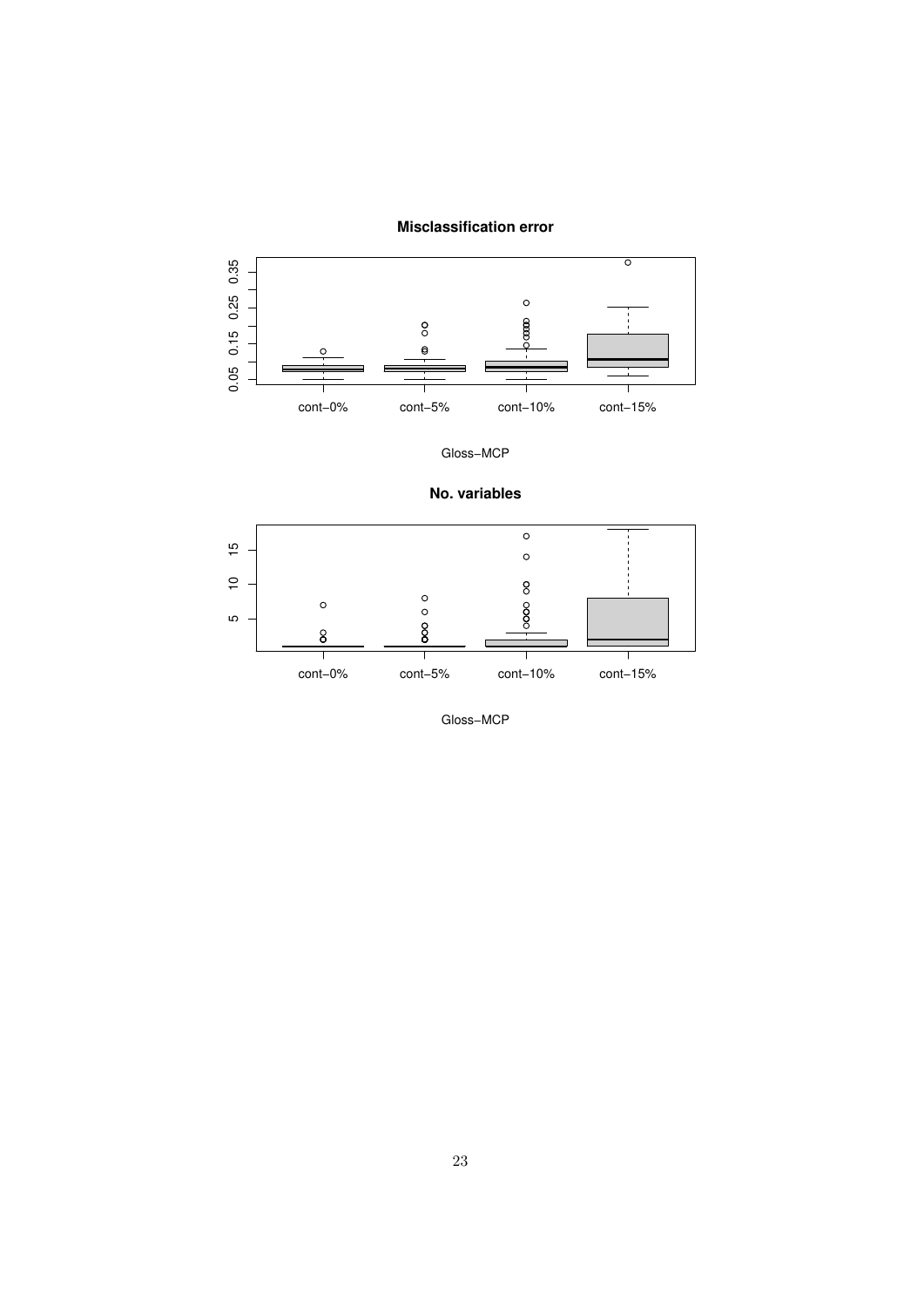**Misclassification error**

cont−0% cont−5% cont−10% cont−15%

Gloss−MCP

**No. variables**

cont−0% cont−5% cont−10% cont−15%

Gloss−MCP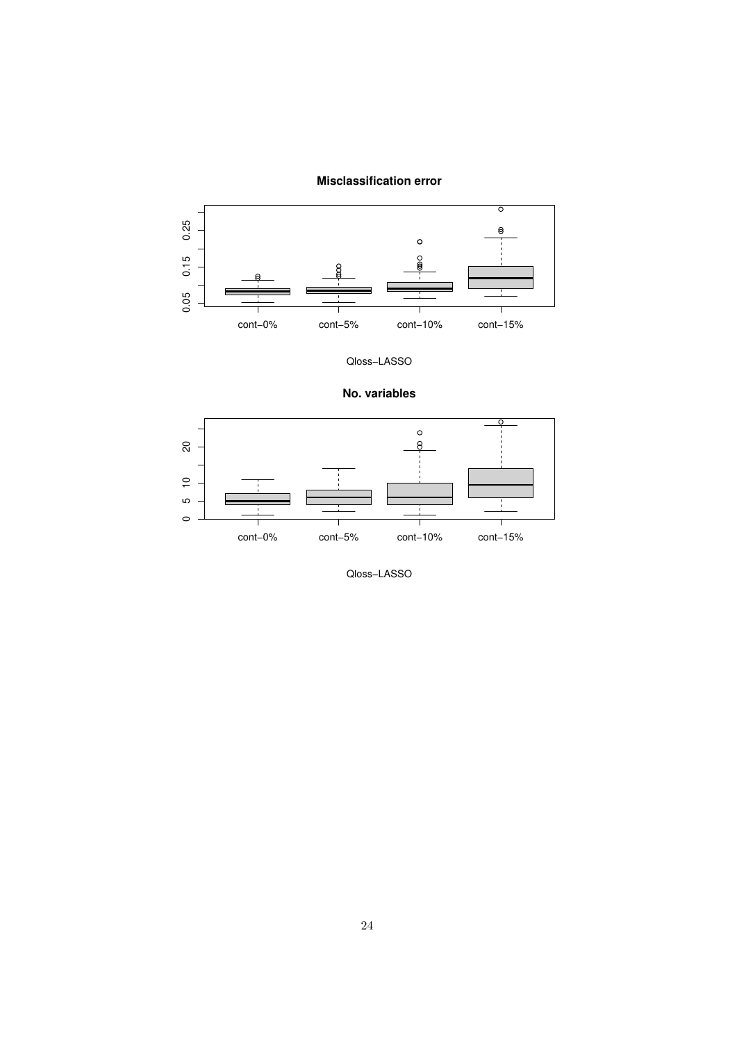**Misclassification error**

cont−0% cont−5% cont−10% cont−15%

Qloss−LASSO

**No. variables**

cont−0% cont−5% cont−10% cont−15%

Qloss−LASSO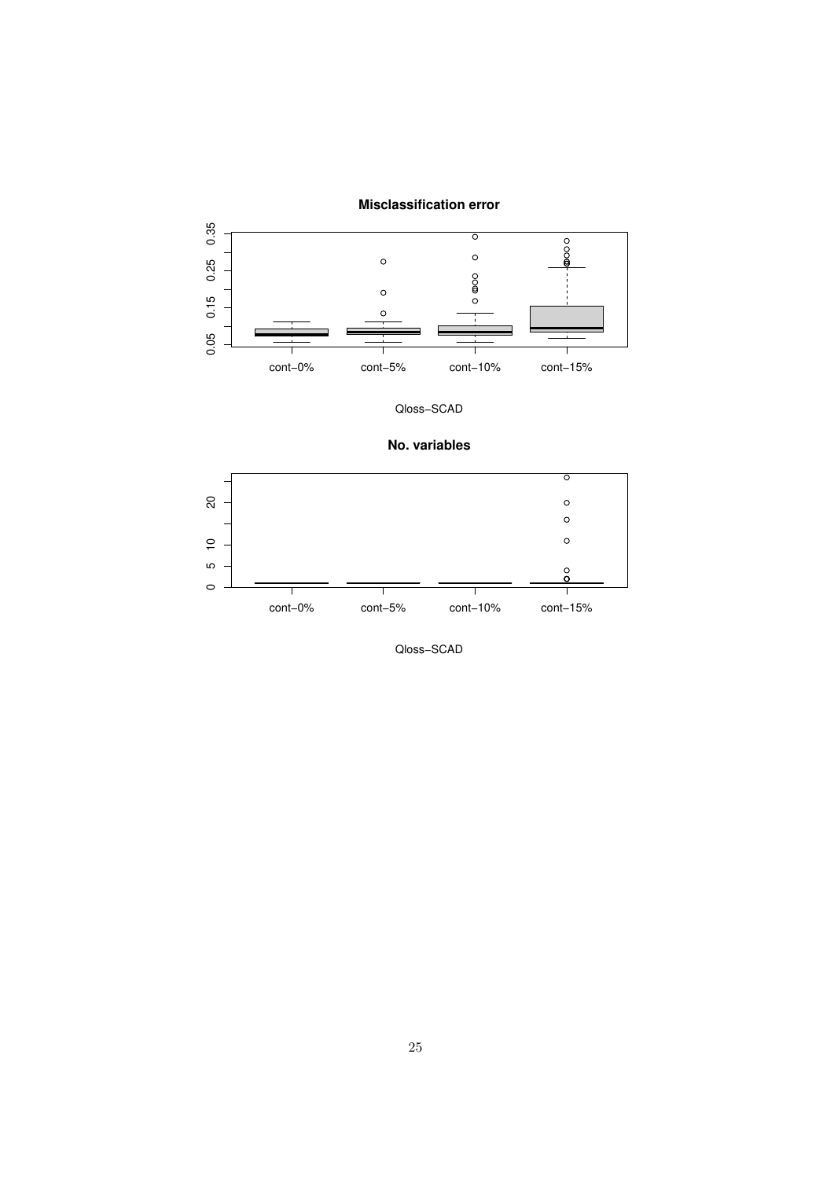**Misclassification error**

cont−0% cont−5% cont−10% cont−15%

Qloss−SCAD

**No. variables**

cont−0% cont−5% cont−10% cont−15%

Qloss−SCAD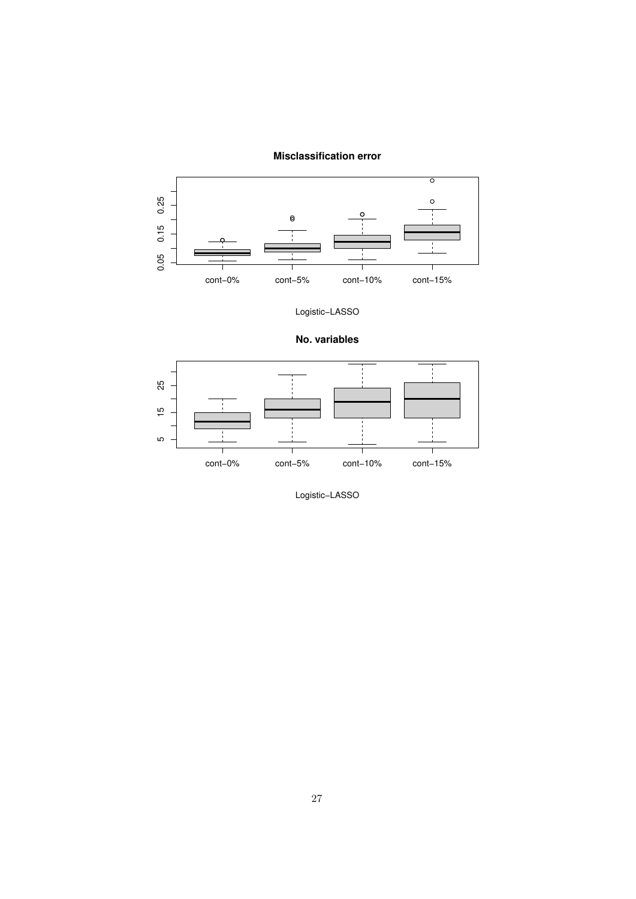**Misclassification error**

cont−0% cont−5% cont−10% cont−15%

Logistic−LASSO

**No. variables**

cont−0% cont−5% cont−10% cont−15%

Logistic−LASSO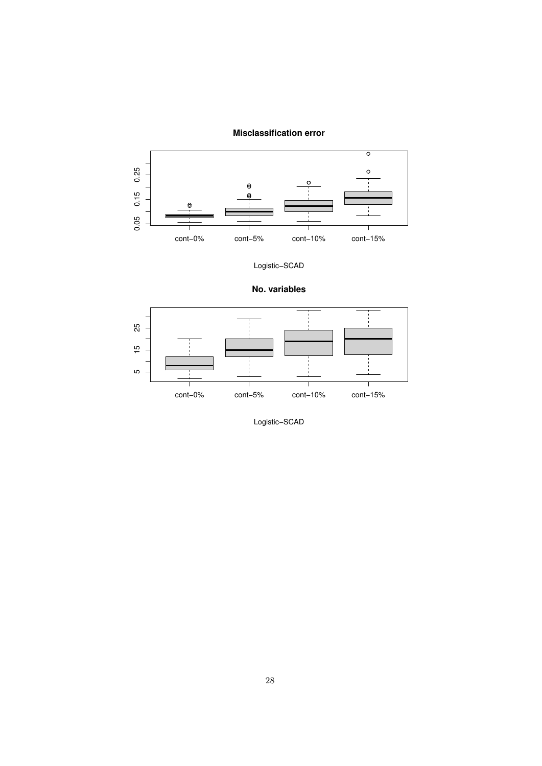**Misclassification error**

cont−0% cont−5% cont−10% cont−15%

Logistic−SCAD

**No. variables**

cont−0% cont−5% cont−10% cont−15%

Logistic−SCAD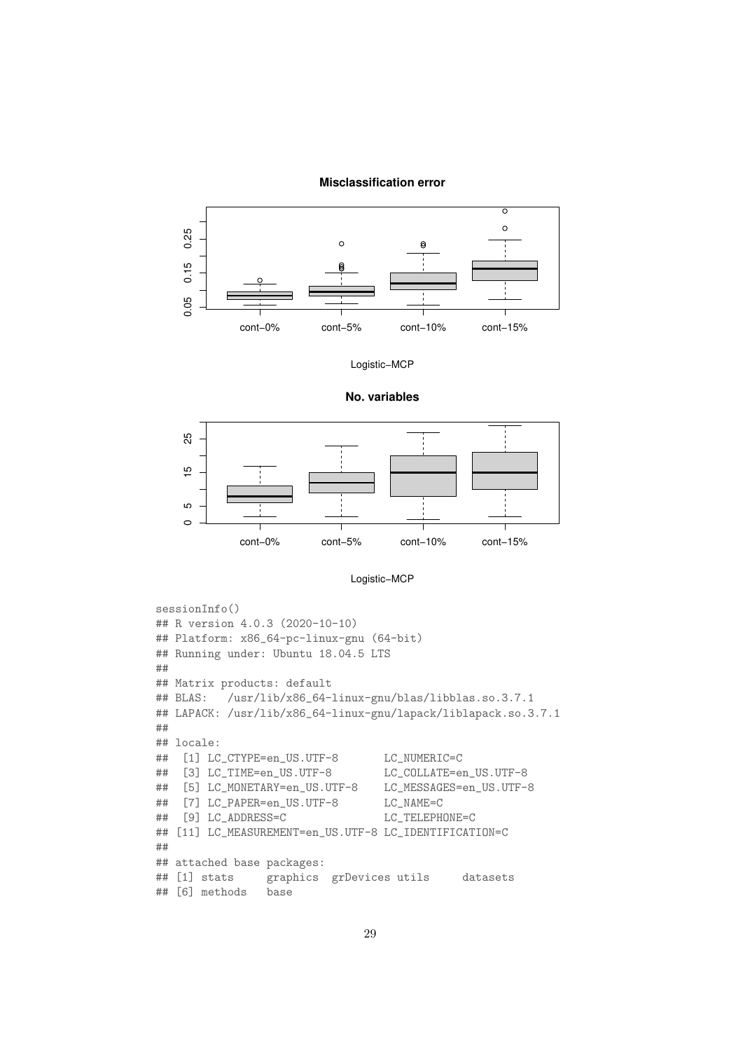```
sessionInfo()
## R version 4.0.3 (2020-10-10)
## Platform: x86_64-pc-linux-gnu (64-bit)
## Running under: Ubuntu 18.04.5 LTS
##
## Matrix products: default
## BLAS:   /usr/lib/x86_64-linux-gnu/blas/libblas.so.3.7.1
## LAPACK: /usr/lib/x86_64-linux-gnu/lapack/liblapack.so.3.7.1
##
## locale:
##  [1] LC_CTYPE=en_US.UTF-8       LC_NUMERIC=C
##  [3] LC_TIME=en_US.UTF-8        LC_COLLATE=en_US.UTF-8
##  [5] LC_MONETARY=en_US.UTF-8    LC_MESSAGES=en_US.UTF-8
##  [7] LC_PAPER=en_US.UTF-8       LC_NAME=C
##  [9] LC_ADDRESS=C               LC_TELEPHONE=C
## [11] LC_MEASUREMENT=en_US.UTF-8 LC_IDENTIFICATION=C
##
## attached base packages:
## [1] stats     graphics  grDevices utils     datasets
## [6] methods   base
```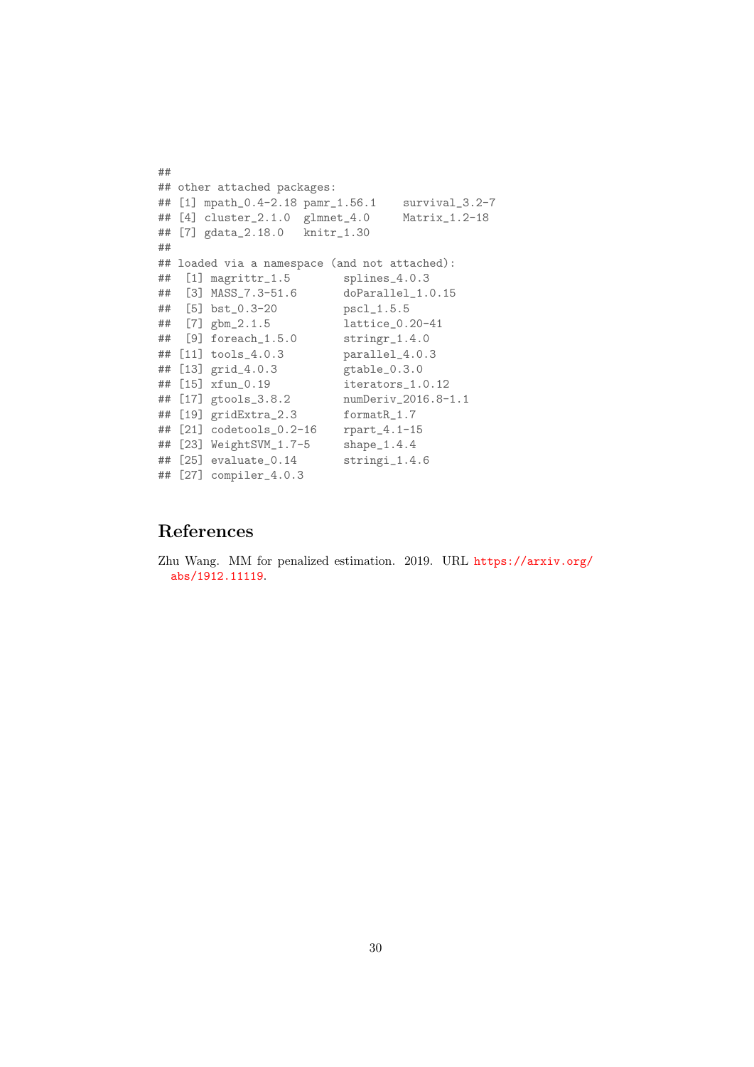```
##
## other attached packages:
## [1] mpath_0.4-2.18 pamr_1.56.1    survival_3.2-7
## [4] cluster_2.1.0  glmnet_4.0     Matrix_1.2-18
## [7] gdata_2.18.0   knitr_1.30
##
## loaded via a namespace (and not attached):
##  [1] magrittr_1.5       splines_4.0.3
##  [3] MASS_7.3-51.6      doParallel_1.0.15
##  [5] bst_0.3-20         pscl_1.5.5
##  [7] gbm_2.1.5          lattice_0.20-41
##  [9] foreach_1.5.0      stringr_1.4.0
## [11] tools_4.0.3        parallel_4.0.3
## [13] grid_4.0.3         gtable_0.3.0
## [15] xfun_0.19          iterators_1.0.12
## [17] gtools_3.8.2       numDeriv_2016.8-1.1
## [19] gridExtra_2.3      formatR_1.7
## [21] codetools_0.2-16   rpart_4.1-15
## [23] WeightSVM_1.7-5    shape_1.4.4
## [25] evaluate_0.14      stringi_1.4.6
## [27] compiler_4.0.3
```

# References

Zhu Wang. MM for penalized estimation. 2019. URL https://arxiv.org/abs/1912.11119.